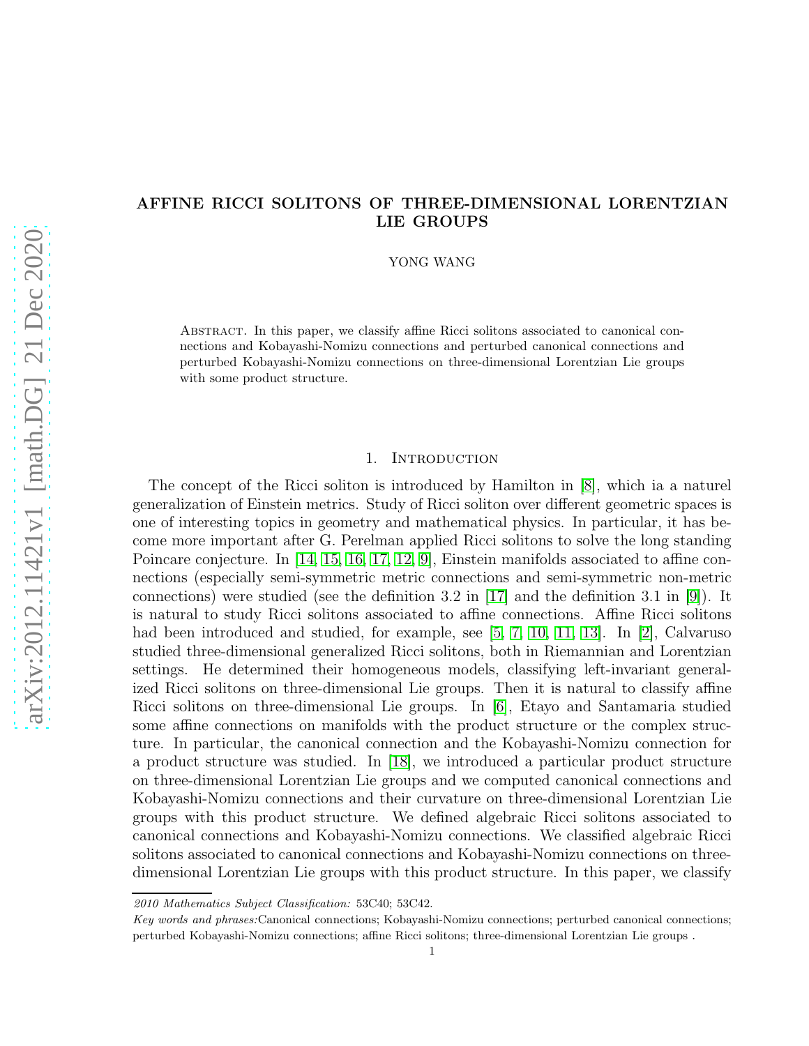# AFFINE RICCI SOLITONS OF THREE-DIMENSIONAL LORENTZIAN LIE GROUPS

YONG WANG

Abstract. In this paper, we classify affine Ricci solitons associated to canonical connections and Kobayashi-Nomizu connections and perturbed canonical connections and perturbed Kobayashi-Nomizu connections on three-dimensional Lorentzian Lie groups with some product structure.

## 1. Introduction

The concept of the Ricci soliton is introduced by Hamilton in [8], which ia a naturel generalization of Einstein metrics. Study of Ricci soliton over different geometric spaces is one of interesting topics in geometry and mathematical physics. In particular, it has become more important after G. Perelman applied Ricci solitons to solve the long standing Poincare conjecture. In [14, 15, 16, 17, 12, 9], Einstein manifolds associated to affine connections (especially semi-symmetric metric connections and semi-symmetric non-metric connections) were studied (see the definition 3.2 in [17] and the definition 3.1 in [9]). It is natural to study Ricci solitons associated to affine connections. Affine Ricci solitons had been introduced and studied, for example, see [5, 7, 10, 11, 13]. In [2], Calvaruso studied three-dimensional generalized Ricci solitons, both in Riemannian and Lorentzian settings. He determined their homogeneous models, classifying left-invariant generalized Ricci solitons on three-dimensional Lie groups. Then it is natural to classify affine Ricci solitons on three-dimensional Lie groups. In [6], Etayo and Santamaria studied some affine connections on manifolds with the product structure or the complex structure. In particular, the canonical connection and the Kobayashi-Nomizu connection for a product structure was studied. In [18], we introduced a particular product structure on three-dimensional Lorentzian Lie groups and we computed canonical connections and Kobayashi-Nomizu connections and their curvature on three-dimensional Lorentzian Lie groups with this product structure. We defined algebraic Ricci solitons associated to canonical connections and Kobayashi-Nomizu connections. We classified algebraic Ricci solitons associated to canonical connections and Kobayashi-Nomizu connections on three-dimensional Lorentzian Lie groups with this product structure. In this paper, we classify

*2010 Mathematics Subject Classification:* 53C40; 53C42.

*Key words and phrases:* Canonical connections; Kobayashi-Nomizu connections; perturbed canonical connections; perturbed Kobayashi-Nomizu connections; affine Ricci solitons; three-dimensional Lorentzian Lie groups .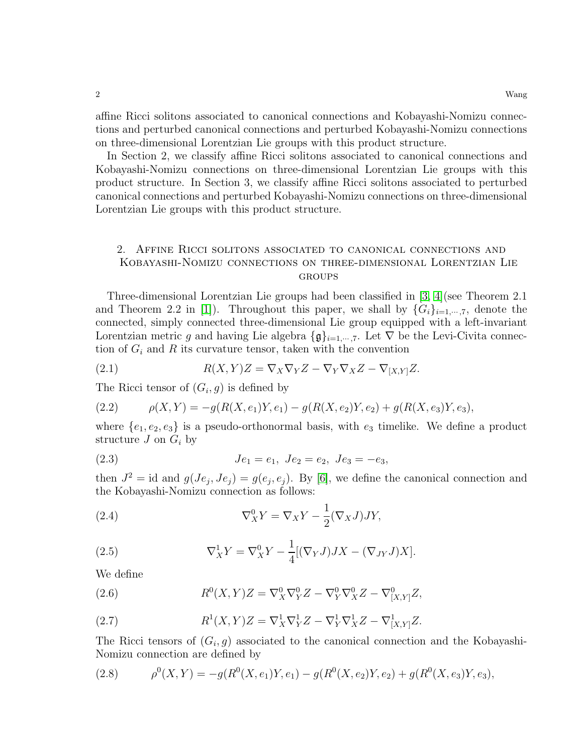affine Ricci solitons associated to canonical connections and Kobayashi-Nomizu connections and perturbed canonical connections and perturbed Kobayashi-Nomizu connections on three-dimensional Lorentzian Lie groups with this product structure.

In Section 2, we classify affine Ricci solitons associated to canonical connections and Kobayashi-Nomizu connections on three-dimensional Lorentzian Lie groups with this product structure. In Section 3, we classify affine Ricci solitons associated to perturbed canonical connections and perturbed Kobayashi-Nomizu connections on three-dimensional Lorentzian Lie groups with this product structure.

## 2. Affine Ricci solitons associated to canonical connections and Kobayashi-Nomizu connections on three-dimensional Lorentzian Lie groups

Three-dimensional Lorentzian Lie groups had been classified in [3, 4](see Theorem 2.1 and Theorem 2.2 in [1]). Throughout this paper, we shall by $\{G_i\}_{i=1,\cdots,7}$, denote the connected, simply connected three-dimensional Lie group equipped with a left-invariant Lorentzian metric $g$ and having Lie algebra $\{\mathfrak{g}\}_{i=1,\cdots,7}$. Let $\nabla$ be the Levi-Civita connection of $G_i$ and $R$ its curvature tensor, taken with the convention

$$R(X,Y)Z = \nabla_X\nabla_Y Z - \nabla_Y\nabla_X Z - \nabla_{[X,Y]}Z. \tag{2.1}$$

The Ricci tensor of $(G_i, g)$ is defined by

$$\rho(X,Y) = -g(R(X,e_1)Y,e_1) - g(R(X,e_2)Y,e_2) + g(R(X,e_3)Y,e_3), \tag{2.2}$$

where $\{e_1, e_2, e_3\}$ is a pseudo-orthonormal basis, with $e_3$ timelike. We define a product structure $J$ on $G_i$ by

$$Je_1 = e_1,\ Je_2 = e_2,\ Je_3 = -e_3, \tag{2.3}$$

then $J^2 = \mathrm{id}$ and $g(Je_j, Je_j) = g(e_j, e_j)$. By [6], we define the canonical connection and the Kobayashi-Nomizu connection as follows:

$$\nabla^0_X Y = \nabla_X Y - \frac{1}{2}(\nabla_X J)JY, \tag{2.4}$$

$$\nabla^1_X Y = \nabla^0_X Y - \frac{1}{4}[(\nabla_Y J)JX - (\nabla_{JY}J)X]. \tag{2.5}$$

We define

$$R^0(X,Y)Z = \nabla^0_X\nabla^0_Y Z - \nabla^0_Y\nabla^0_X Z - \nabla^0_{[X,Y]}Z, \tag{2.6}$$

$$R^1(X,Y)Z = \nabla^1_X\nabla^1_Y Z - \nabla^1_Y\nabla^1_X Z - \nabla^1_{[X,Y]}Z. \tag{2.7}$$

The Ricci tensors of $(G_i, g)$ associated to the canonical connection and the Kobayashi-Nomizu connection are defined by

$$\rho^0(X,Y) = -g(R^0(X,e_1)Y,e_1) - g(R^0(X,e_2)Y,e_2) + g(R^0(X,e_3)Y,e_3), \tag{2.8}$$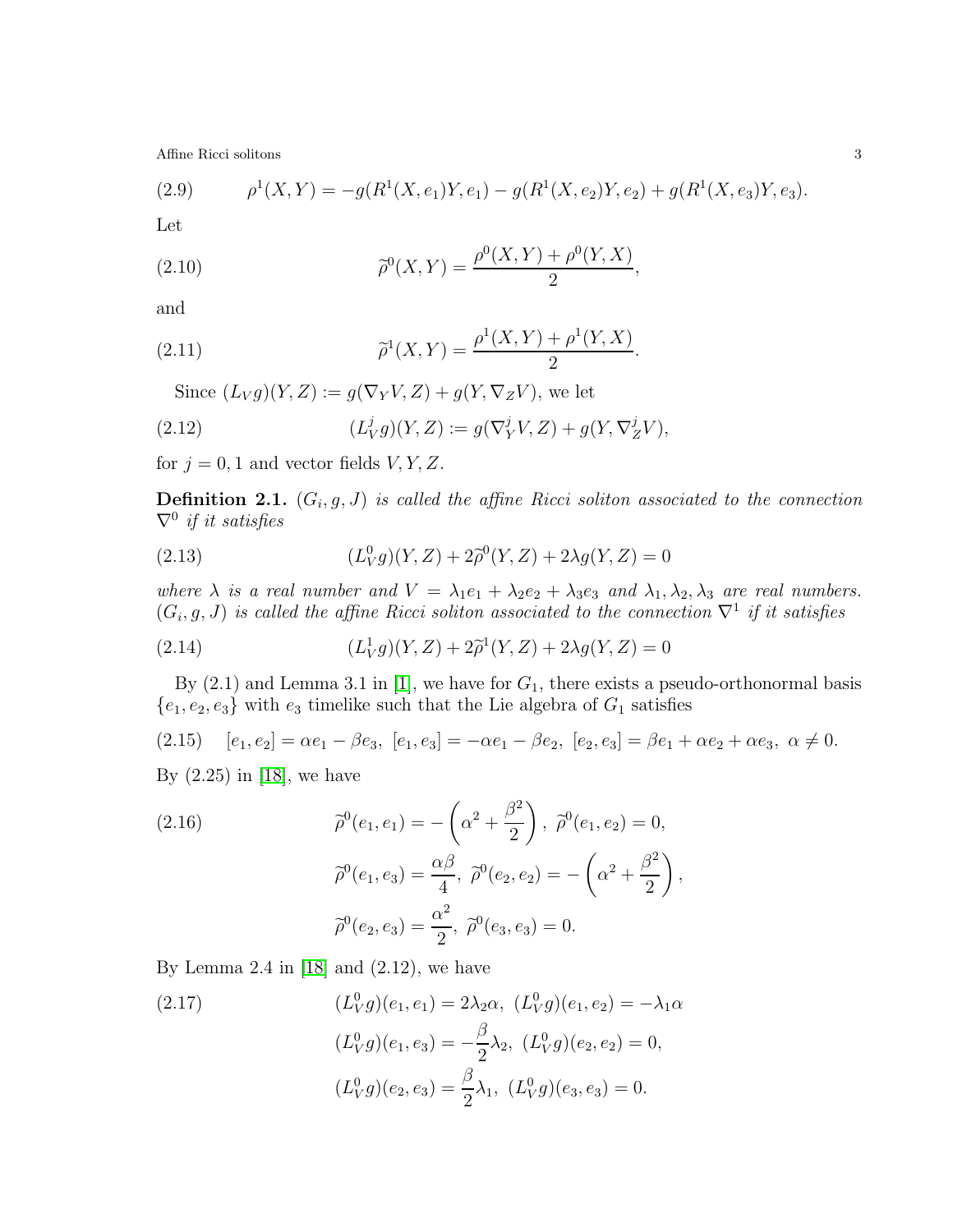$$\rho^1(X,Y) = -g(R^1(X,e_1)Y,e_1) - g(R^1(X,e_2)Y,e_2) + g(R^1(X,e_3)Y,e_3). \tag{2.9}$$

Let

$$\widetilde{\rho}^0(X,Y) = \frac{\rho^0(X,Y) + \rho^0(Y,X)}{2}, \tag{2.10}$$

and

$$\widetilde{\rho}^1(X,Y) = \frac{\rho^1(X,Y) + \rho^1(Y,X)}{2}. \tag{2.11}$$

Since $(L_V g)(Y,Z) := g(\nabla_Y V, Z) + g(Y, \nabla_Z V)$, we let

$$(L^j_V g)(Y,Z) := g(\nabla^j_Y V, Z) + g(Y, \nabla^j_Z V), \tag{2.12}$$

for $j = 0, 1$ and vector fields $V, Y, Z$.

**Definition 2.1.** *$(G_i, g, J)$ is called the affine Ricci soliton associated to the connection $\nabla^0$ if it satisfies*

$$(L^0_V g)(Y,Z) + 2\widetilde{\rho}^0(Y,Z) + 2\lambda g(Y,Z) = 0 \tag{2.13}$$

*where $\lambda$ is a real number and $V = \lambda_1 e_1 + \lambda_2 e_2 + \lambda_3 e_3$ and $\lambda_1, \lambda_2, \lambda_3$ are real numbers. $(G_i, g, J)$ is called the affine Ricci soliton associated to the connection $\nabla^1$ if it satisfies*

$$(L^1_V g)(Y,Z) + 2\widetilde{\rho}^1(Y,Z) + 2\lambda g(Y,Z) = 0 \tag{2.14}$$

By (2.1) and Lemma 3.1 in [1], we have for $G_1$, there exists a pseudo-orthonormal basis $\{e_1, e_2, e_3\}$ with $e_3$ timelike such that the Lie algebra of $G_1$ satisfies

$$[e_1,e_2] = \alpha e_1 - \beta e_3,\ [e_1,e_3] = -\alpha e_1 - \beta e_2,\ [e_2,e_3] = \beta e_1 + \alpha e_2 + \alpha e_3,\ \alpha \neq 0. \tag{2.15}$$

By (2.25) in [18], we have

$$\begin{aligned}
&\widetilde{\rho}^0(e_1,e_1) = -\left(\alpha^2 + \frac{\beta^2}{2}\right),\ \widetilde{\rho}^0(e_1,e_2) = 0, \\
&\widetilde{\rho}^0(e_1,e_3) = \frac{\alpha\beta}{4},\ \widetilde{\rho}^0(e_2,e_2) = -\left(\alpha^2 + \frac{\beta^2}{2}\right), \\
&\widetilde{\rho}^0(e_2,e_3) = \frac{\alpha^2}{2},\ \widetilde{\rho}^0(e_3,e_3) = 0.
\end{aligned} \tag{2.16}$$

By Lemma 2.4 in [18] and (2.12), we have

$$\begin{aligned}
&(L^0_V g)(e_1,e_1) = 2\lambda_2\alpha,\ (L^0_V g)(e_1,e_2) = -\lambda_1\alpha \\
&(L^0_V g)(e_1,e_3) = -\frac{\beta}{2}\lambda_2,\ (L^0_V g)(e_2,e_2) = 0, \\
&(L^0_V g)(e_2,e_3) = \frac{\beta}{2}\lambda_1,\ (L^0_V g)(e_3,e_3) = 0.
\end{aligned} \tag{2.17}$$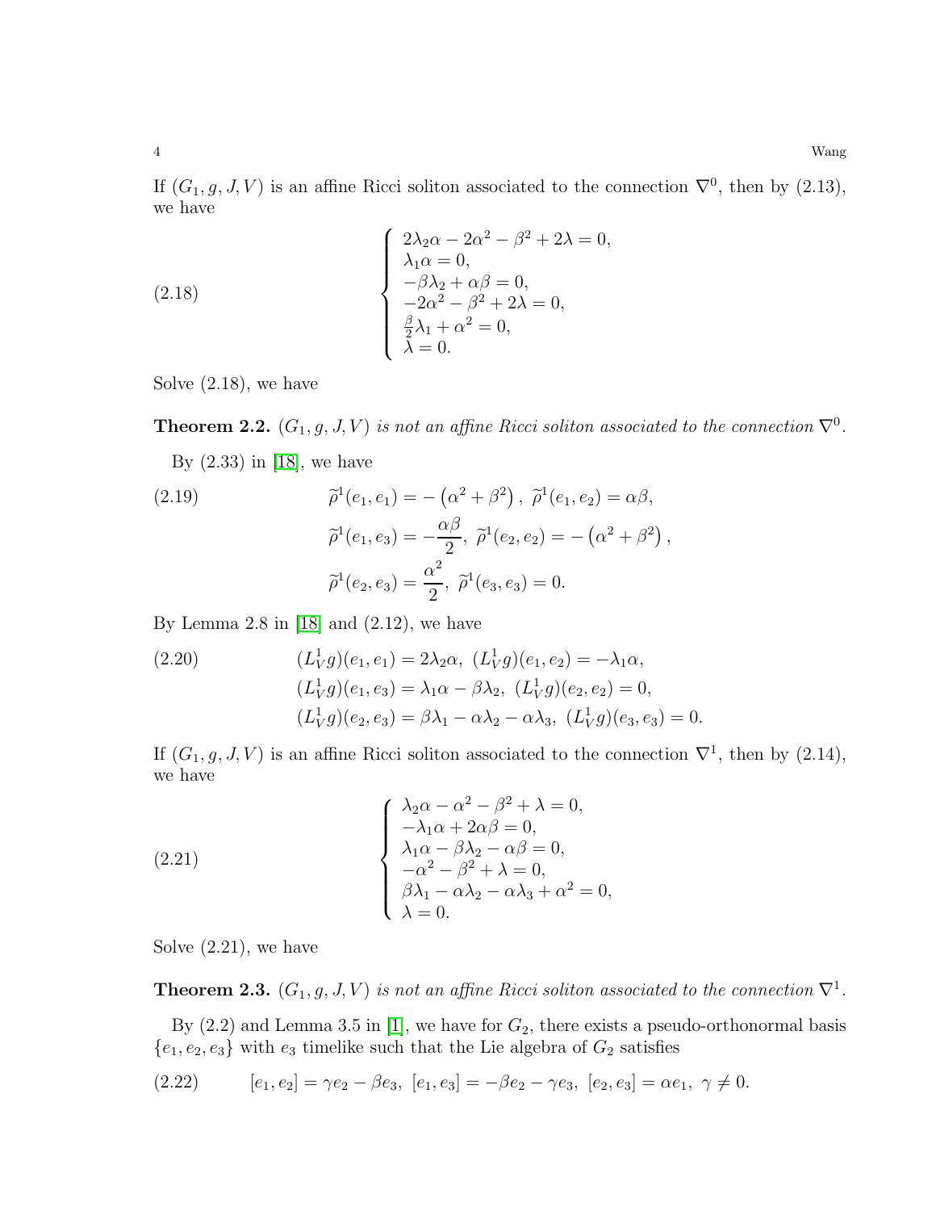If $(G_1, g, J, V)$ is an affine Ricci soliton associated to the connection $\nabla^0$, then by (2.13), we have

$$
\left\{
\begin{array}{l}
2\lambda_2\alpha - 2\alpha^2 - \beta^2 + 2\lambda = 0, \\
\lambda_1\alpha = 0, \\
-\beta\lambda_2 + \alpha\beta = 0, \\
-2\alpha^2 - \beta^2 + 2\lambda = 0, \\
\frac{\beta}{2}\lambda_1 + \alpha^2 = 0, \\
\lambda = 0.
\end{array}
\right.
\tag{2.18}
$$

Solve (2.18), we have

**Theorem 2.2.** *$(G_1, g, J, V)$ is not an affine Ricci soliton associated to the connection $\nabla^0$.*

By (2.33) in [18], we have

$$
\begin{aligned}
&\widetilde{\rho}^1(e_1, e_1) = -\left(\alpha^2 + \beta^2\right),\ \widetilde{\rho}^1(e_1, e_2) = \alpha\beta, \\
&\widetilde{\rho}^1(e_1, e_3) = -\frac{\alpha\beta}{2},\ \widetilde{\rho}^1(e_2, e_2) = -\left(\alpha^2 + \beta^2\right), \\
&\widetilde{\rho}^1(e_2, e_3) = \frac{\alpha^2}{2},\ \widetilde{\rho}^1(e_3, e_3) = 0.
\end{aligned}
\tag{2.19}
$$

By Lemma 2.8 in [18] and (2.12), we have

$$
\begin{aligned}
&(L^1_V g)(e_1, e_1) = 2\lambda_2\alpha,\ (L^1_V g)(e_1, e_2) = -\lambda_1\alpha, \\
&(L^1_V g)(e_1, e_3) = \lambda_1\alpha - \beta\lambda_2,\ (L^1_V g)(e_2, e_2) = 0, \\
&(L^1_V g)(e_2, e_3) = \beta\lambda_1 - \alpha\lambda_2 - \alpha\lambda_3,\ (L^1_V g)(e_3, e_3) = 0.
\end{aligned}
\tag{2.20}
$$

If $(G_1, g, J, V)$ is an affine Ricci soliton associated to the connection $\nabla^1$, then by (2.14), we have

$$
\left\{
\begin{array}{l}
\lambda_2\alpha - \alpha^2 - \beta^2 + \lambda = 0, \\
-\lambda_1\alpha + 2\alpha\beta = 0, \\
\lambda_1\alpha - \beta\lambda_2 - \alpha\beta = 0, \\
-\alpha^2 - \beta^2 + \lambda = 0, \\
\beta\lambda_1 - \alpha\lambda_2 - \alpha\lambda_3 + \alpha^2 = 0, \\
\lambda = 0.
\end{array}
\right.
\tag{2.21}
$$

Solve (2.21), we have

**Theorem 2.3.** *$(G_1, g, J, V)$ is not an affine Ricci soliton associated to the connection $\nabla^1$.*

By (2.2) and Lemma 3.5 in [1], we have for $G_2$, there exists a pseudo-orthonormal basis $\{e_1, e_2, e_3\}$ with $e_3$ timelike such that the Lie algebra of $G_2$ satisfies

$$
[e_1, e_2] = \gamma e_2 - \beta e_3,\ [e_1, e_3] = -\beta e_2 - \gamma e_3,\ [e_2, e_3] = \alpha e_1,\ \gamma \neq 0.
\tag{2.22}
$$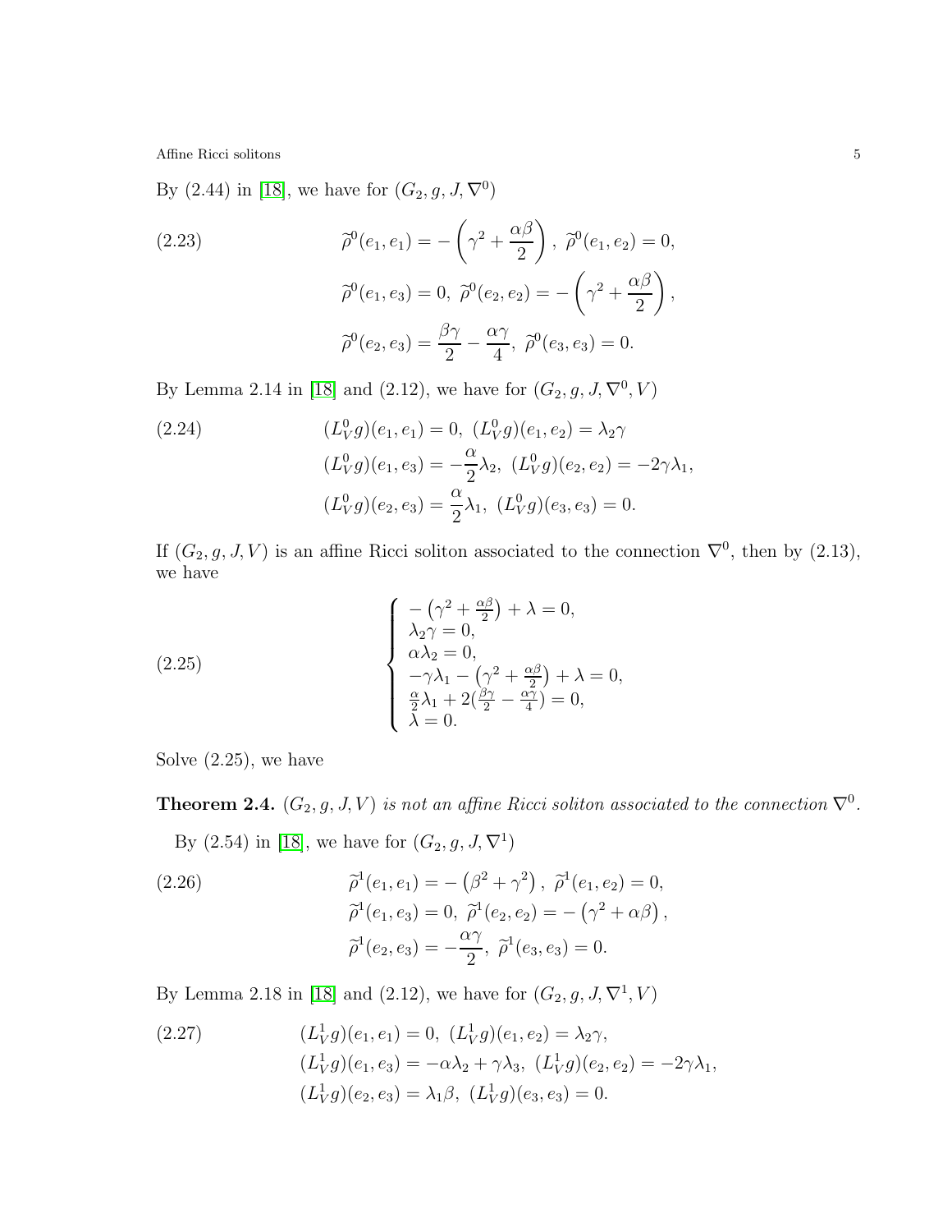By (2.44) in [18], we have for $(G_2, g, J, \nabla^0)$

$$
\begin{aligned}
&\widetilde{\rho}^0(e_1,e_1) = -\left(\gamma^2 + \frac{\alpha\beta}{2}\right),\ \widetilde{\rho}^0(e_1,e_2) = 0, \\
&\widetilde{\rho}^0(e_1,e_3) = 0,\ \widetilde{\rho}^0(e_2,e_2) = -\left(\gamma^2 + \frac{\alpha\beta}{2}\right), \\
&\widetilde{\rho}^0(e_2,e_3) = \frac{\beta\gamma}{2} - \frac{\alpha\gamma}{4},\ \widetilde{\rho}^0(e_3,e_3) = 0.
\end{aligned} \tag{2.23}
$$

By Lemma 2.14 in [18] and (2.12), we have for $(G_2, g, J, \nabla^0, V)$

$$
\begin{aligned}
&(L^0_V g)(e_1,e_1) = 0,\ (L^0_V g)(e_1,e_2) = \lambda_2\gamma \\
&(L^0_V g)(e_1,e_3) = -\frac{\alpha}{2}\lambda_2,\ (L^0_V g)(e_2,e_2) = -2\gamma\lambda_1, \\
&(L^0_V g)(e_2,e_3) = \frac{\alpha}{2}\lambda_1,\ (L^0_V g)(e_3,e_3) = 0.
\end{aligned} \tag{2.24}
$$

If $(G_2, g, J, V)$ is an affine Ricci soliton associated to the connection $\nabla^0$, then by (2.13), we have

$$
\begin{cases}
-\left(\gamma^2 + \frac{\alpha\beta}{2}\right) + \lambda = 0, \\
\lambda_2\gamma = 0, \\
\alpha\lambda_2 = 0, \\
-\gamma\lambda_1 - \left(\gamma^2 + \frac{\alpha\beta}{2}\right) + \lambda = 0, \\
\frac{\alpha}{2}\lambda_1 + 2\left(\frac{\beta\gamma}{2} - \frac{\alpha\gamma}{4}\right) = 0, \\
\lambda = 0.
\end{cases} \tag{2.25}
$$

Solve (2.25), we have

**Theorem 2.4.** *$(G_2, g, J, V)$ is not an affine Ricci soliton associated to the connection $\nabla^0$.*

By (2.54) in [18], we have for $(G_2, g, J, \nabla^1)$

$$
\begin{aligned}
&\widetilde{\rho}^1(e_1,e_1) = -\left(\beta^2 + \gamma^2\right),\ \widetilde{\rho}^1(e_1,e_2) = 0, \\
&\widetilde{\rho}^1(e_1,e_3) = 0,\ \widetilde{\rho}^1(e_2,e_2) = -\left(\gamma^2 + \alpha\beta\right), \\
&\widetilde{\rho}^1(e_2,e_3) = -\frac{\alpha\gamma}{2},\ \widetilde{\rho}^1(e_3,e_3) = 0.
\end{aligned} \tag{2.26}
$$

By Lemma 2.18 in [18] and (2.12), we have for $(G_2, g, J, \nabla^1, V)$

$$
\begin{aligned}
&(L^1_V g)(e_1,e_1) = 0,\ (L^1_V g)(e_1,e_2) = \lambda_2\gamma, \\
&(L^1_V g)(e_1,e_3) = -\alpha\lambda_2 + \gamma\lambda_3,\ (L^1_V g)(e_2,e_2) = -2\gamma\lambda_1, \\
&(L^1_V g)(e_2,e_3) = \lambda_1\beta,\ (L^1_V g)(e_3,e_3) = 0.
\end{aligned} \tag{2.27}
$$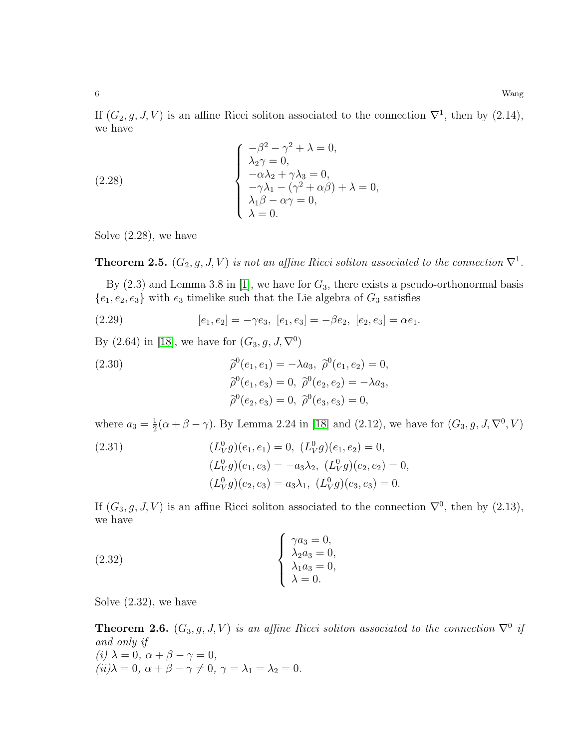If $(G_2, g, J, V)$ is an affine Ricci soliton associated to the connection $\nabla^1$, then by (2.14), we have

$$
\begin{cases}
-\beta^2 - \gamma^2 + \lambda = 0, \\
\lambda_2 \gamma = 0, \\
-\alpha\lambda_2 + \gamma\lambda_3 = 0, \\
-\gamma\lambda_1 - (\gamma^2 + \alpha\beta) + \lambda = 0, \\
\lambda_1 \beta - \alpha\gamma = 0, \\
\lambda = 0.
\end{cases}
\tag{2.28}
$$

Solve (2.28), we have

**Theorem 2.5.** *$(G_2, g, J, V)$ is not an affine Ricci soliton associated to the connection $\nabla^1$.*

By (2.3) and Lemma 3.8 in [1], we have for $G_3$, there exists a pseudo-orthonormal basis $\{e_1, e_2, e_3\}$ with $e_3$ timelike such that the Lie algebra of $G_3$ satisfies

$$
[e_1, e_2] = -\gamma e_3,\ [e_1, e_3] = -\beta e_2,\ [e_2, e_3] = \alpha e_1. \tag{2.29}
$$

By (2.64) in [18], we have for $(G_3, g, J, \nabla^0)$

$$
\begin{aligned}
&\widetilde{\rho}^0(e_1, e_1) = -\lambda a_3,\ \widetilde{\rho}^0(e_1, e_2) = 0, \\
&\widetilde{\rho}^0(e_1, e_3) = 0,\ \widetilde{\rho}^0(e_2, e_2) = -\lambda a_3, \\
&\widetilde{\rho}^0(e_2, e_3) = 0,\ \widetilde{\rho}^0(e_3, e_3) = 0,
\end{aligned}
\tag{2.30}
$$

where $a_3 = \frac{1}{2}(\alpha + \beta - \gamma)$. By Lemma 2.24 in [18] and (2.12), we have for $(G_3, g, J, \nabla^0, V)$

$$
\begin{aligned}
&(L_V^0 g)(e_1, e_1) = 0,\ (L_V^0 g)(e_1, e_2) = 0, \\
&(L_V^0 g)(e_1, e_3) = -a_3\lambda_2,\ (L_V^0 g)(e_2, e_2) = 0, \\
&(L_V^0 g)(e_2, e_3) = a_3\lambda_1,\ (L_V^0 g)(e_3, e_3) = 0.
\end{aligned}
\tag{2.31}
$$

If $(G_3, g, J, V)$ is an affine Ricci soliton associated to the connection $\nabla^0$, then by (2.13), we have

$$
\begin{cases}
\gamma a_3 = 0, \\
\lambda_2 a_3 = 0, \\
\lambda_1 a_3 = 0, \\
\lambda = 0.
\end{cases}
\tag{2.32}
$$

Solve (2.32), we have

**Theorem 2.6.** *$(G_3, g, J, V)$ is an affine Ricci soliton associated to the connection $\nabla^0$ if and only if*
*(i) $\lambda = 0,\ \alpha + \beta - \gamma = 0$,*
*(ii) $\lambda = 0,\ \alpha + \beta - \gamma \neq 0,\ \gamma = \lambda_1 = \lambda_2 = 0$.*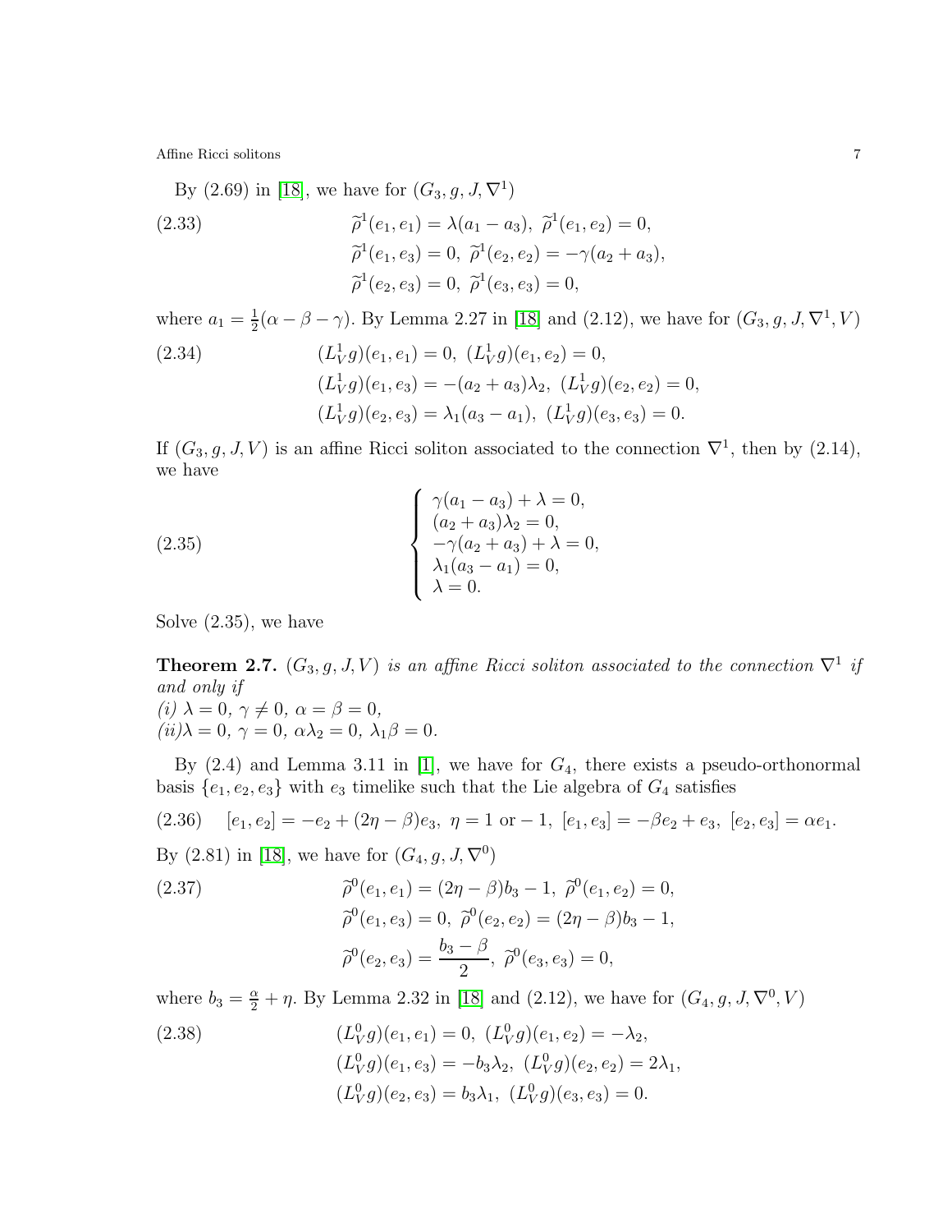By (2.69) in [18], we have for $(G_3, g, J, \nabla^1)$

$$
\begin{aligned}
(2.33) \qquad & \widetilde{\rho}^1(e_1, e_1) = \lambda(a_1 - a_3),\ \widetilde{\rho}^1(e_1, e_2) = 0, \\
& \widetilde{\rho}^1(e_1, e_3) = 0,\ \widetilde{\rho}^1(e_2, e_2) = -\gamma(a_2 + a_3), \\
& \widetilde{\rho}^1(e_2, e_3) = 0,\ \widetilde{\rho}^1(e_3, e_3) = 0,
\end{aligned}
$$

where $a_1 = \frac{1}{2}(\alpha - \beta - \gamma)$. By Lemma 2.27 in [18] and (2.12), we have for $(G_3, g, J, \nabla^1, V)$

$$
\begin{aligned}
(2.34) \qquad & (L^1_V g)(e_1, e_1) = 0,\ (L^1_V g)(e_1, e_2) = 0, \\
& (L^1_V g)(e_1, e_3) = -(a_2 + a_3)\lambda_2,\ (L^1_V g)(e_2, e_2) = 0, \\
& (L^1_V g)(e_2, e_3) = \lambda_1(a_3 - a_1),\ (L^1_V g)(e_3, e_3) = 0.
\end{aligned}
$$

If $(G_3, g, J, V)$ is an affine Ricci soliton associated to the connection $\nabla^1$, then by (2.14), we have

$$
(2.35) \qquad \left\{
\begin{array}{l}
\gamma(a_1 - a_3) + \lambda = 0, \\
(a_2 + a_3)\lambda_2 = 0, \\
-\gamma(a_2 + a_3) + \lambda = 0, \\
\lambda_1(a_3 - a_1) = 0, \\
\lambda = 0.
\end{array}
\right.
$$

Solve (2.35), we have

**Theorem 2.7.** *$(G_3, g, J, V)$ is an affine Ricci soliton associated to the connection $\nabla^1$ if and only if*
*(i) $\lambda = 0,\ \gamma \neq 0,\ \alpha = \beta = 0$,*
*(ii) $\lambda = 0,\ \gamma = 0,\ \alpha\lambda_2 = 0,\ \lambda_1\beta = 0$.*

By (2.4) and Lemma 3.11 in [1], we have for $G_4$, there exists a pseudo-orthonormal basis $\{e_1, e_2, e_3\}$ with $e_3$ timelike such that the Lie algebra of $G_4$ satisfies

$$
(2.36) \qquad [e_1, e_2] = -e_2 + (2\eta - \beta)e_3,\ \eta = 1 \text{ or } -1,\ [e_1, e_3] = -\beta e_2 + e_3,\ [e_2, e_3] = \alpha e_1.
$$

By (2.81) in [18], we have for $(G_4, g, J, \nabla^0)$

$$
\begin{aligned}
(2.37) \qquad & \widetilde{\rho}^0(e_1, e_1) = (2\eta - \beta)b_3 - 1,\ \widetilde{\rho}^0(e_1, e_2) = 0, \\
& \widetilde{\rho}^0(e_1, e_3) = 0,\ \widetilde{\rho}^0(e_2, e_2) = (2\eta - \beta)b_3 - 1, \\
& \widetilde{\rho}^0(e_2, e_3) = \frac{b_3 - \beta}{2},\ \widetilde{\rho}^0(e_3, e_3) = 0,
\end{aligned}
$$

where $b_3 = \frac{\alpha}{2} + \eta$. By Lemma 2.32 in [18] and (2.12), we have for $(G_4, g, J, \nabla^0, V)$

$$
\begin{aligned}
(2.38) \qquad & (L^0_V g)(e_1, e_1) = 0,\ (L^0_V g)(e_1, e_2) = -\lambda_2, \\
& (L^0_V g)(e_1, e_3) = -b_3\lambda_2,\ (L^0_V g)(e_2, e_2) = 2\lambda_1, \\
& (L^0_V g)(e_2, e_3) = b_3\lambda_1,\ (L^0_V g)(e_3, e_3) = 0.
\end{aligned}
$$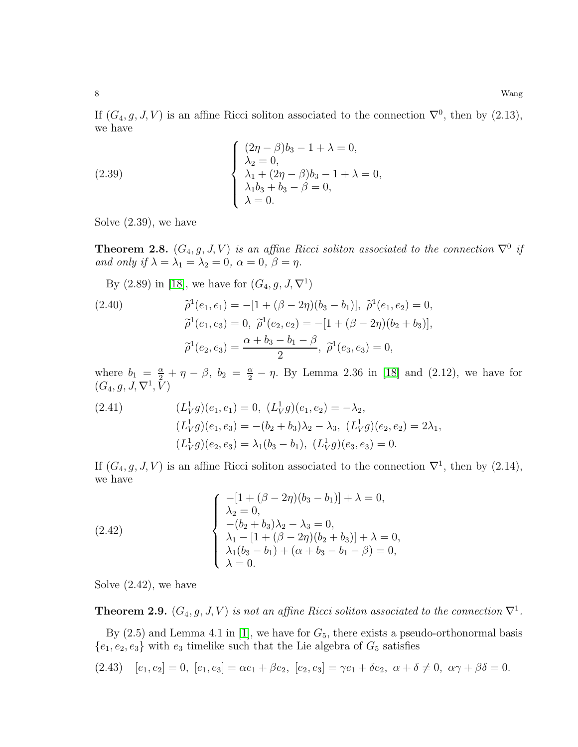If $(G_4, g, J, V)$ is an affine Ricci soliton associated to the connection $\nabla^0$, then by (2.13), we have

$$
\begin{cases}
(2\eta - \beta)b_3 - 1 + \lambda = 0, \\
\lambda_2 = 0, \\
\lambda_1 + (2\eta - \beta)b_3 - 1 + \lambda = 0, \\
\lambda_1 b_3 + b_3 - \beta = 0, \\
\lambda = 0.
\end{cases}
\tag{2.39}
$$

Solve (2.39), we have

**Theorem 2.8.** *$(G_4, g, J, V)$ is an affine Ricci soliton associated to the connection $\nabla^0$ if and only if $\lambda = \lambda_1 = \lambda_2 = 0$, $\alpha = 0$, $\beta = \eta$.*

By (2.89) in [18], we have for $(G_4, g, J, \nabla^1)$

$$
\begin{aligned}
&\widetilde{\rho}^1(e_1, e_1) = -[1 + (\beta - 2\eta)(b_3 - b_1)],\ \widetilde{\rho}^1(e_1, e_2) = 0, \\
&\widetilde{\rho}^1(e_1, e_3) = 0,\ \widetilde{\rho}^1(e_2, e_2) = -[1 + (\beta - 2\eta)(b_2 + b_3)], \\
&\widetilde{\rho}^1(e_2, e_3) = \frac{\alpha + b_3 - b_1 - \beta}{2},\ \widetilde{\rho}^1(e_3, e_3) = 0,
\end{aligned}
\tag{2.40}
$$

where $b_1 = \frac{\alpha}{2} + \eta - \beta$, $b_2 = \frac{\alpha}{2} - \eta$. By Lemma 2.36 in [18] and (2.12), we have for $(G_4, g, J, \nabla^1, V)$

$$
\begin{aligned}
&(L^1_V g)(e_1, e_1) = 0,\ (L^1_V g)(e_1, e_2) = -\lambda_2, \\
&(L^1_V g)(e_1, e_3) = -(b_2 + b_3)\lambda_2 - \lambda_3,\ (L^1_V g)(e_2, e_2) = 2\lambda_1, \\
&(L^1_V g)(e_2, e_3) = \lambda_1(b_3 - b_1),\ (L^1_V g)(e_3, e_3) = 0.
\end{aligned}
\tag{2.41}
$$

If $(G_4, g, J, V)$ is an affine Ricci soliton associated to the connection $\nabla^1$, then by (2.14), we have

$$
\begin{cases}
-[1 + (\beta - 2\eta)(b_3 - b_1)] + \lambda = 0, \\
\lambda_2 = 0, \\
-(b_2 + b_3)\lambda_2 - \lambda_3 = 0, \\
\lambda_1 - [1 + (\beta - 2\eta)(b_2 + b_3)] + \lambda = 0, \\
\lambda_1(b_3 - b_1) + (\alpha + b_3 - b_1 - \beta) = 0, \\
\lambda = 0.
\end{cases}
\tag{2.42}
$$

Solve (2.42), we have

**Theorem 2.9.** *$(G_4, g, J, V)$ is not an affine Ricci soliton associated to the connection $\nabla^1$.*

By (2.5) and Lemma 4.1 in [1], we have for $G_5$, there exists a pseudo-orthonormal basis $\{e_1, e_2, e_3\}$ with $e_3$ timelike such that the Lie algebra of $G_5$ satisfies

$$
[e_1, e_2] = 0,\ [e_1, e_3] = \alpha e_1 + \beta e_2,\ [e_2, e_3] = \gamma e_1 + \delta e_2,\ \alpha + \delta \neq 0,\ \alpha\gamma + \beta\delta = 0.
\tag{2.43}
$$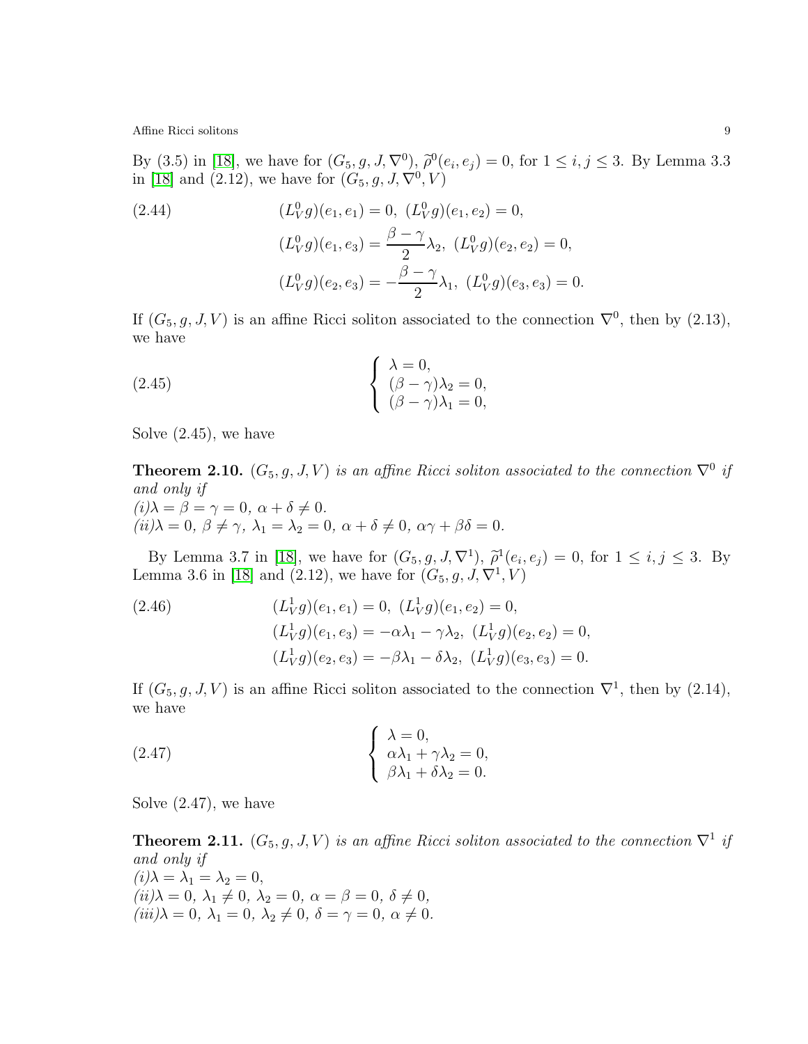By (3.5) in [18], we have for $(G_5, g, J, \nabla^0)$, $\widetilde{\rho}^0(e_i, e_j) = 0$, for $1 \leq i, j \leq 3$. By Lemma 3.3 in [18] and (2.12), we have for $(G_5, g, J, \nabla^0, V)$

$$
\begin{aligned}
(2.44) \qquad & (L^0_V g)(e_1, e_1) = 0,\ (L^0_V g)(e_1, e_2) = 0, \\
& (L^0_V g)(e_1, e_3) = \frac{\beta - \gamma}{2}\lambda_2,\ (L^0_V g)(e_2, e_2) = 0, \\
& (L^0_V g)(e_2, e_3) = -\frac{\beta - \gamma}{2}\lambda_1,\ (L^0_V g)(e_3, e_3) = 0.
\end{aligned}
$$

If $(G_5, g, J, V)$ is an affine Ricci soliton associated to the connection $\nabla^0$, then by (2.13), we have

$$
(2.45) \qquad \left\{
\begin{array}{l}
\lambda = 0, \\
(\beta - \gamma)\lambda_2 = 0, \\
(\beta - \gamma)\lambda_1 = 0,
\end{array}
\right.
$$

Solve (2.45), we have

**Theorem 2.10.** *$(G_5, g, J, V)$ is an affine Ricci soliton associated to the connection $\nabla^0$ if and only if*
*(i)$\lambda = \beta = \gamma = 0,\ \alpha + \delta \neq 0$.*
*(ii)$\lambda = 0,\ \beta \neq \gamma,\ \lambda_1 = \lambda_2 = 0,\ \alpha + \delta \neq 0,\ \alpha\gamma + \beta\delta = 0$.*

By Lemma 3.7 in [18], we have for $(G_5, g, J, \nabla^1)$, $\widetilde{\rho}^1(e_i, e_j) = 0$, for $1 \leq i, j \leq 3$. By Lemma 3.6 in [18] and (2.12), we have for $(G_5, g, J, \nabla^1, V)$

$$
\begin{aligned}
(2.46) \qquad & (L^1_V g)(e_1, e_1) = 0,\ (L^1_V g)(e_1, e_2) = 0, \\
& (L^1_V g)(e_1, e_3) = -\alpha\lambda_1 - \gamma\lambda_2,\ (L^1_V g)(e_2, e_2) = 0, \\
& (L^1_V g)(e_2, e_3) = -\beta\lambda_1 - \delta\lambda_2,\ (L^1_V g)(e_3, e_3) = 0.
\end{aligned}
$$

If $(G_5, g, J, V)$ is an affine Ricci soliton associated to the connection $\nabla^1$, then by (2.14), we have

$$
(2.47) \qquad \left\{
\begin{array}{l}
\lambda = 0, \\
\alpha\lambda_1 + \gamma\lambda_2 = 0, \\
\beta\lambda_1 + \delta\lambda_2 = 0.
\end{array}
\right.
$$

Solve (2.47), we have

**Theorem 2.11.** *$(G_5, g, J, V)$ is an affine Ricci soliton associated to the connection $\nabla^1$ if and only if*
*(i)$\lambda = \lambda_1 = \lambda_2 = 0$,*
*(ii)$\lambda = 0,\ \lambda_1 \neq 0,\ \lambda_2 = 0,\ \alpha = \beta = 0,\ \delta \neq 0$,*
*(iii)$\lambda = 0,\ \lambda_1 = 0,\ \lambda_2 \neq 0,\ \delta = \gamma = 0,\ \alpha \neq 0$.*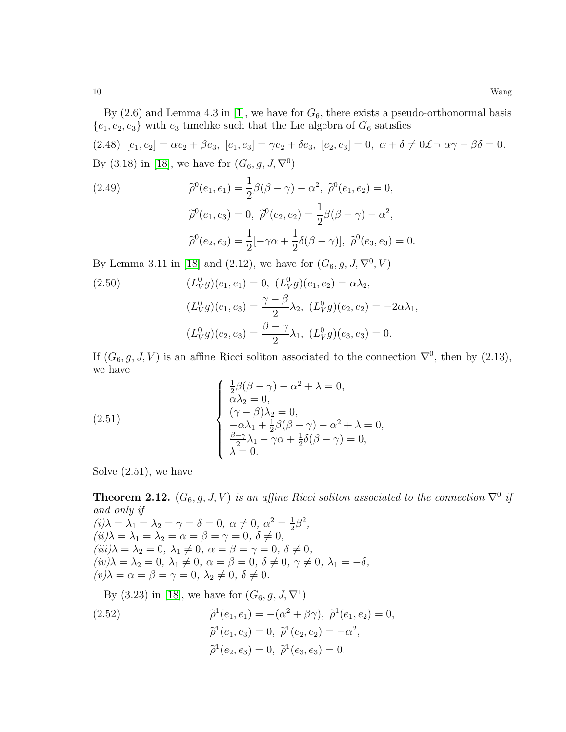By (2.6) and Lemma 4.3 in [1], we have for $G_6$, there exists a pseudo-orthonormal basis $\{e_1, e_2, e_3\}$ with $e_3$ timelike such that the Lie algebra of $G_6$ satisfies

$$[e_1, e_2] = \alpha e_2 + \beta e_3,\ [e_1, e_3] = \gamma e_2 + \delta e_3,\ [e_2, e_3] = 0,\ \alpha + \delta \neq 0 Ł\neg\ \alpha\gamma - \beta\delta = 0. \tag{2.48}$$

By (3.18) in [18], we have for $(G_6, g, J, \nabla^0)$

$$\begin{aligned}
&\widetilde{\rho}^0(e_1, e_1) = \frac{1}{2}\beta(\beta - \gamma) - \alpha^2,\ \widetilde{\rho}^0(e_1, e_2) = 0, \\
&\widetilde{\rho}^0(e_1, e_3) = 0,\ \widetilde{\rho}^0(e_2, e_2) = \frac{1}{2}\beta(\beta - \gamma) - \alpha^2, \\
&\widetilde{\rho}^0(e_2, e_3) = \frac{1}{2}[-\gamma\alpha + \frac{1}{2}\delta(\beta - \gamma)],\ \widetilde{\rho}^0(e_3, e_3) = 0.
\end{aligned} \tag{2.49}$$

By Lemma 3.11 in [18] and (2.12), we have for $(G_6, g, J, \nabla^0, V)$

$$\begin{aligned}
&(L^0_V g)(e_1, e_1) = 0,\ (L^0_V g)(e_1, e_2) = \alpha\lambda_2, \\
&(L^0_V g)(e_1, e_3) = \frac{\gamma - \beta}{2}\lambda_2,\ (L^0_V g)(e_2, e_2) = -2\alpha\lambda_1, \\
&(L^0_V g)(e_2, e_3) = \frac{\beta - \gamma}{2}\lambda_1,\ (L^0_V g)(e_3, e_3) = 0.
\end{aligned} \tag{2.50}$$

If $(G_6, g, J, V)$ is an affine Ricci soliton associated to the connection $\nabla^0$, then by (2.13), we have

$$\left\{ \begin{array}{l}
\frac{1}{2}\beta(\beta - \gamma) - \alpha^2 + \lambda = 0, \\
\alpha\lambda_2 = 0, \\
(\gamma - \beta)\lambda_2 = 0, \\
-\alpha\lambda_1 + \frac{1}{2}\beta(\beta - \gamma) - \alpha^2 + \lambda = 0, \\
\frac{\beta - \gamma}{2}\lambda_1 - \gamma\alpha + \frac{1}{2}\delta(\beta - \gamma) = 0, \\
\lambda = 0.
\end{array} \right. \tag{2.51}$$

Solve (2.51), we have

**Theorem 2.12.** *$(G_6, g, J, V)$ is an affine Ricci soliton associated to the connection $\nabla^0$ if and only if*
*(i)* $\lambda = \lambda_1 = \lambda_2 = \gamma = \delta = 0,\ \alpha \neq 0,\ \alpha^2 = \frac{1}{2}\beta^2$,
*(ii)* $\lambda = \lambda_1 = \lambda_2 = \alpha = \beta = \gamma = 0,\ \delta \neq 0$,
*(iii)* $\lambda = \lambda_2 = 0,\ \lambda_1 \neq 0,\ \alpha = \beta = \gamma = 0,\ \delta \neq 0$,
*(iv)* $\lambda = \lambda_2 = 0,\ \lambda_1 \neq 0,\ \alpha = \beta = 0,\ \delta \neq 0,\ \gamma \neq 0,\ \lambda_1 = -\delta$,
*(v)* $\lambda = \alpha = \beta = \gamma = 0,\ \lambda_2 \neq 0,\ \delta \neq 0$.

By (3.23) in [18], we have for $(G_6, g, J, \nabla^1)$

$$\begin{aligned}
&\widetilde{\rho}^1(e_1, e_1) = -(\alpha^2 + \beta\gamma),\ \widetilde{\rho}^1(e_1, e_2) = 0, \\
&\widetilde{\rho}^1(e_1, e_3) = 0,\ \widetilde{\rho}^1(e_2, e_2) = -\alpha^2, \\
&\widetilde{\rho}^1(e_2, e_3) = 0,\ \widetilde{\rho}^1(e_3, e_3) = 0.
\end{aligned} \tag{2.52}$$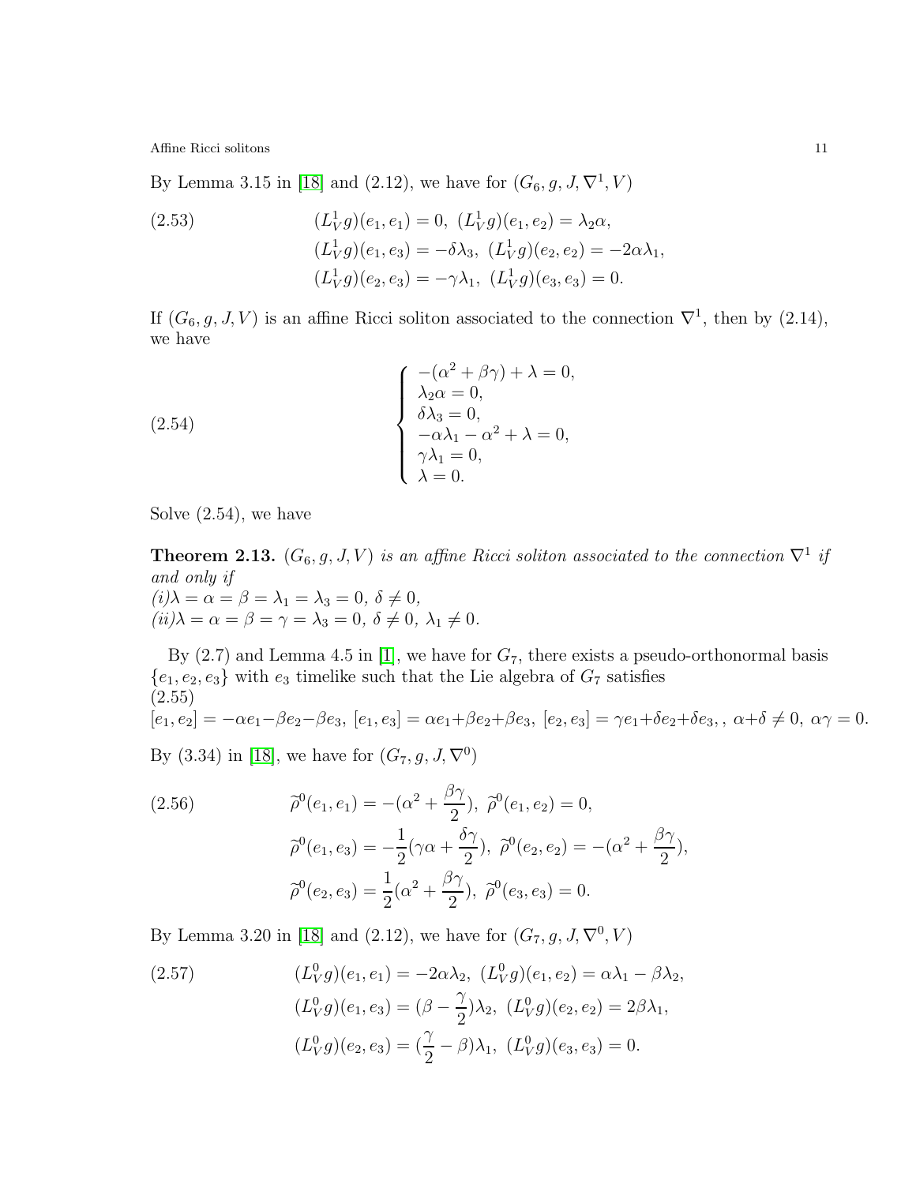By Lemma 3.15 in [18] and (2.12), we have for $(G_6, g, J, \nabla^1, V)$

$$
\begin{aligned}
(2.53) \qquad & (L^1_V g)(e_1, e_1) = 0,\ (L^1_V g)(e_1, e_2) = \lambda_2 \alpha, \\
& (L^1_V g)(e_1, e_3) = -\delta \lambda_3,\ (L^1_V g)(e_2, e_2) = -2\alpha \lambda_1, \\
& (L^1_V g)(e_2, e_3) = -\gamma \lambda_1,\ (L^1_V g)(e_3, e_3) = 0.
\end{aligned}
$$

If $(G_6, g, J, V)$ is an affine Ricci soliton associated to the connection $\nabla^1$, then by (2.14), we have

$$
(2.54) \qquad \begin{cases}
-(\alpha^2 + \beta\gamma) + \lambda = 0, \\
\lambda_2 \alpha = 0, \\
\delta \lambda_3 = 0, \\
-\alpha \lambda_1 - \alpha^2 + \lambda = 0, \\
\gamma \lambda_1 = 0, \\
\lambda = 0.
\end{cases}
$$

Solve (2.54), we have

**Theorem 2.13.** *$(G_6, g, J, V)$ is an affine Ricci soliton associated to the connection $\nabla^1$ if and only if*
*(i)$\lambda = \alpha = \beta = \lambda_1 = \lambda_3 = 0,\ \delta \neq 0$,*
*(ii)$\lambda = \alpha = \beta = \gamma = \lambda_3 = 0,\ \delta \neq 0,\ \lambda_1 \neq 0$.*

By (2.7) and Lemma 4.5 in [1], we have for $G_7$, there exists a pseudo-orthonormal basis $\{e_1, e_2, e_3\}$ with $e_3$ timelike such that the Lie algebra of $G_7$ satisfies

$$
(2.55) \qquad [e_1, e_2] = -\alpha e_1 - \beta e_2 - \beta e_3,\ [e_1, e_3] = \alpha e_1 + \beta e_2 + \beta e_3,\ [e_2, e_3] = \gamma e_1 + \delta e_2 + \delta e_3,,\ \alpha + \delta \neq 0,\ \alpha\gamma = 0.
$$

By (3.34) in [18], we have for $(G_7, g, J, \nabla^0)$

$$
\begin{aligned}
(2.56) \qquad & \widetilde{\rho}^0(e_1, e_1) = -(\alpha^2 + \frac{\beta\gamma}{2}),\ \widetilde{\rho}^0(e_1, e_2) = 0, \\
& \widetilde{\rho}^0(e_1, e_3) = -\frac{1}{2}(\gamma\alpha + \frac{\delta\gamma}{2}),\ \widetilde{\rho}^0(e_2, e_2) = -(\alpha^2 + \frac{\beta\gamma}{2}), \\
& \widetilde{\rho}^0(e_2, e_3) = \frac{1}{2}(\alpha^2 + \frac{\beta\gamma}{2}),\ \widetilde{\rho}^0(e_3, e_3) = 0.
\end{aligned}
$$

By Lemma 3.20 in [18] and (2.12), we have for $(G_7, g, J, \nabla^0, V)$

$$
\begin{aligned}
(2.57) \qquad & (L^0_V g)(e_1, e_1) = -2\alpha \lambda_2,\ (L^0_V g)(e_1, e_2) = \alpha \lambda_1 - \beta \lambda_2, \\
& (L^0_V g)(e_1, e_3) = (\beta - \frac{\gamma}{2})\lambda_2,\ (L^0_V g)(e_2, e_2) = 2\beta \lambda_1, \\
& (L^0_V g)(e_2, e_3) = (\frac{\gamma}{2} - \beta)\lambda_1,\ (L^0_V g)(e_3, e_3) = 0.
\end{aligned}
$$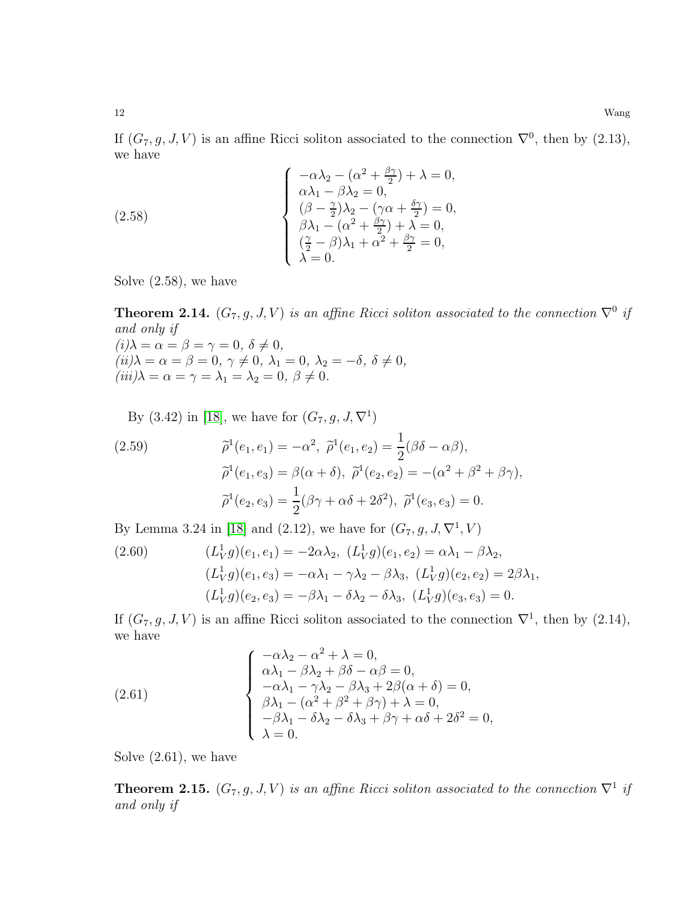If $(G_7, g, J, V)$ is an affine Ricci soliton associated to the connection $\nabla^0$, then by (2.13), we have

$$
\left\{
\begin{array}{l}
-\alpha\lambda_2 - (\alpha^2 + \frac{\beta\gamma}{2}) + \lambda = 0, \\
\alpha\lambda_1 - \beta\lambda_2 = 0, \\
(\beta - \frac{\gamma}{2})\lambda_2 - (\gamma\alpha + \frac{\delta\gamma}{2}) = 0, \\
\beta\lambda_1 - (\alpha^2 + \frac{\beta\gamma}{2}) + \lambda = 0, \\
(\frac{\gamma}{2} - \beta)\lambda_1 + \alpha^2 + \frac{\beta\gamma}{2} = 0, \\
\lambda = 0.
\end{array}
\right. \tag{2.58}
$$

Solve (2.58), we have

**Theorem 2.14.** *$(G_7, g, J, V)$ is an affine Ricci soliton associated to the connection $\nabla^0$ if and only if*
*(i)$\lambda = \alpha = \beta = \gamma = 0$, $\delta \neq 0$,*
*(ii)$\lambda = \alpha = \beta = 0$, $\gamma \neq 0$, $\lambda_1 = 0$, $\lambda_2 = -\delta$, $\delta \neq 0$,*
*(iii)$\lambda = \alpha = \gamma = \lambda_1 = \lambda_2 = 0$, $\beta \neq 0$.*

By (3.42) in [18], we have for $(G_7, g, J, \nabla^1)$

$$
\begin{aligned}
&\widetilde{\rho}^1(e_1, e_1) = -\alpha^2,\ \widetilde{\rho}^1(e_1, e_2) = \frac{1}{2}(\beta\delta - \alpha\beta), \\
&\widetilde{\rho}^1(e_1, e_3) = \beta(\alpha + \delta),\ \widetilde{\rho}^1(e_2, e_2) = -(\alpha^2 + \beta^2 + \beta\gamma), \\
&\widetilde{\rho}^1(e_2, e_3) = \frac{1}{2}(\beta\gamma + \alpha\delta + 2\delta^2),\ \widetilde{\rho}^1(e_3, e_3) = 0.
\end{aligned} \tag{2.59}
$$

By Lemma 3.24 in [18] and (2.12), we have for $(G_7, g, J, \nabla^1, V)$

$$
\begin{aligned}
&(L^1_V g)(e_1, e_1) = -2\alpha\lambda_2,\ (L^1_V g)(e_1, e_2) = \alpha\lambda_1 - \beta\lambda_2, \\
&(L^1_V g)(e_1, e_3) = -\alpha\lambda_1 - \gamma\lambda_2 - \beta\lambda_3,\ (L^1_V g)(e_2, e_2) = 2\beta\lambda_1, \\
&(L^1_V g)(e_2, e_3) = -\beta\lambda_1 - \delta\lambda_2 - \delta\lambda_3,\ (L^1_V g)(e_3, e_3) = 0.
\end{aligned} \tag{2.60}
$$

If $(G_7, g, J, V)$ is an affine Ricci soliton associated to the connection $\nabla^1$, then by (2.14), we have

$$
\left\{
\begin{array}{l}
-\alpha\lambda_2 - \alpha^2 + \lambda = 0, \\
\alpha\lambda_1 - \beta\lambda_2 + \beta\delta - \alpha\beta = 0, \\
-\alpha\lambda_1 - \gamma\lambda_2 - \beta\lambda_3 + 2\beta(\alpha + \delta) = 0, \\
\beta\lambda_1 - (\alpha^2 + \beta^2 + \beta\gamma) + \lambda = 0, \\
-\beta\lambda_1 - \delta\lambda_2 - \delta\lambda_3 + \beta\gamma + \alpha\delta + 2\delta^2 = 0, \\
\lambda = 0.
\end{array}
\right. \tag{2.61}
$$

Solve (2.61), we have

**Theorem 2.15.** *$(G_7, g, J, V)$ is an affine Ricci soliton associated to the connection $\nabla^1$ if and only if*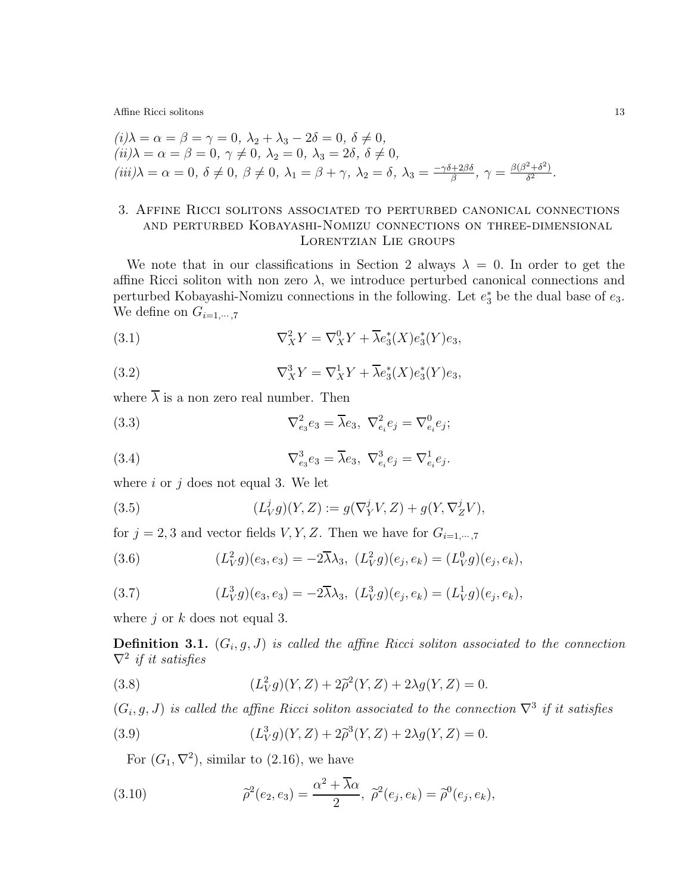*(i)* $\lambda = \alpha = \beta = \gamma = 0,\ \lambda_2 + \lambda_3 - 2\delta = 0,\ \delta \neq 0,$
*(ii)* $\lambda = \alpha = \beta = 0,\ \gamma \neq 0,\ \lambda_2 = 0,\ \lambda_3 = 2\delta,\ \delta \neq 0,$
*(iii)* $\lambda = \alpha = 0,\ \delta \neq 0,\ \beta \neq 0,\ \lambda_1 = \beta + \gamma,\ \lambda_2 = \delta,\ \lambda_3 = \frac{-\gamma\delta + 2\beta\delta}{\beta},\ \gamma = \frac{\beta(\beta^2+\delta^2)}{\delta^2}.$

## 3. Affine Ricci solitons associated to perturbed canonical connections and perturbed Kobayashi-Nomizu connections on three-dimensional Lorentzian Lie groups

We note that in our classifications in Section 2 always $\lambda = 0$. In order to get the affine Ricci soliton with non zero $\lambda$, we introduce perturbed canonical connections and perturbed Kobayashi-Nomizu connections in the following. Let $e_3^*$ be the dual base of $e_3$. We define on $G_{i=1,\cdots,7}$

$$\nabla^2_X Y = \nabla^0_X Y + \overline{\lambda} e_3^*(X) e_3^*(Y) e_3, \tag{3.1}$$

$$\nabla^3_X Y = \nabla^1_X Y + \overline{\lambda} e_3^*(X) e_3^*(Y) e_3, \tag{3.2}$$

where $\overline{\lambda}$ is a non zero real number. Then

$$\nabla^2_{e_3} e_3 = \overline{\lambda} e_3,\ \nabla^2_{e_i} e_j = \nabla^0_{e_i} e_j; \tag{3.3}$$

$$\nabla^3_{e_3} e_3 = \overline{\lambda} e_3,\ \nabla^3_{e_i} e_j = \nabla^1_{e_i} e_j. \tag{3.4}$$

where $i$ or $j$ does not equal 3. We let

$$(L^j_V g)(Y, Z) := g(\nabla^j_Y V, Z) + g(Y, \nabla^j_Z V), \tag{3.5}$$

for $j = 2, 3$ and vector fields $V, Y, Z$. Then we have for $G_{i=1,\cdots,7}$

$$(L^2_V g)(e_3, e_3) = -2\overline{\lambda}\lambda_3,\ (L^2_V g)(e_j, e_k) = (L^0_V g)(e_j, e_k), \tag{3.6}$$

$$(L^3_V g)(e_3, e_3) = -2\overline{\lambda}\lambda_3,\ (L^3_V g)(e_j, e_k) = (L^1_V g)(e_j, e_k), \tag{3.7}$$

where $j$ or $k$ does not equal 3.

**Definition 3.1.** *$(G_i, g, J)$ is called the affine Ricci soliton associated to the connection $\nabla^2$ if it satisfies*

$$(L^2_V g)(Y, Z) + 2\widetilde{\rho}^2(Y, Z) + 2\lambda g(Y, Z) = 0. \tag{3.8}$$

*$(G_i, g, J)$ is called the affine Ricci soliton associated to the connection $\nabla^3$ if it satisfies*

$$(L^3_V g)(Y, Z) + 2\widetilde{\rho}^3(Y, Z) + 2\lambda g(Y, Z) = 0. \tag{3.9}$$

For $(G_1, \nabla^2)$, similar to (2.16), we have

$$\widetilde{\rho}^2(e_2, e_3) = \frac{\alpha^2 + \overline{\lambda}\alpha}{2},\ \widetilde{\rho}^2(e_j, e_k) = \widetilde{\rho}^0(e_j, e_k), \tag{3.10}$$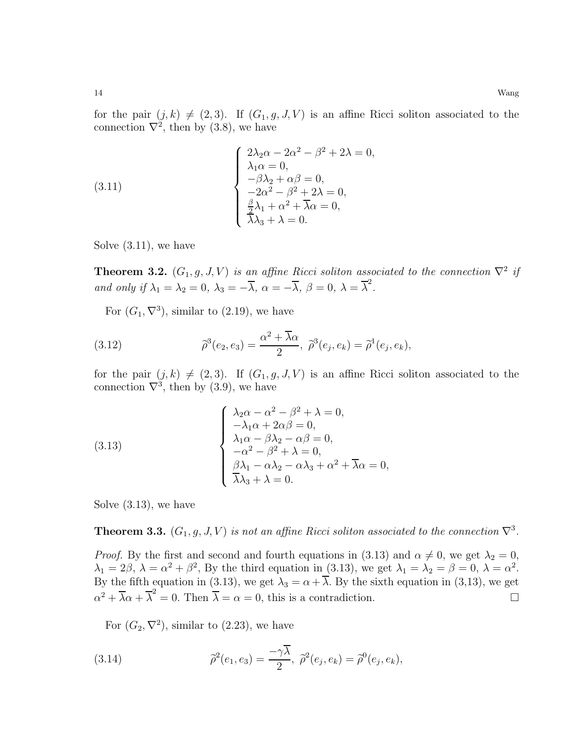for the pair $(j,k) \neq (2,3)$. If $(G_1, g, J, V)$ is an affine Ricci soliton associated to the connection $\nabla^2$, then by (3.8), we have

$$
\left\{
\begin{array}{l}
2\lambda_2\alpha - 2\alpha^2 - \beta^2 + 2\lambda = 0, \\
\lambda_1\alpha = 0, \\
-\beta\lambda_2 + \alpha\beta = 0, \\
-2\alpha^2 - \beta^2 + 2\lambda = 0, \\
\frac{\beta}{2}\lambda_1 + \alpha^2 + \overline{\lambda}\alpha = 0, \\
\overline{\lambda}\lambda_3 + \lambda = 0.
\end{array}
\right.
\tag{3.11}
$$

Solve (3.11), we have

**Theorem 3.2.** *$(G_1, g, J, V)$ is an affine Ricci soliton associated to the connection $\nabla^2$ if and only if $\lambda_1 = \lambda_2 = 0$, $\lambda_3 = -\overline{\lambda}$, $\alpha = -\overline{\lambda}$, $\beta = 0$, $\lambda = \overline{\lambda}^2$.*

For $(G_1, \nabla^3)$, similar to (2.19), we have

$$
\widetilde{\rho}^3(e_2, e_3) = \frac{\alpha^2 + \overline{\lambda}\alpha}{2}, \ \widetilde{\rho}^3(e_j, e_k) = \widetilde{\rho}^1(e_j, e_k),
\tag{3.12}
$$

for the pair $(j,k) \neq (2,3)$. If $(G_1, g, J, V)$ is an affine Ricci soliton associated to the connection $\nabla^3$, then by (3.9), we have

$$
\left\{
\begin{array}{l}
\lambda_2\alpha - \alpha^2 - \beta^2 + \lambda = 0, \\
-\lambda_1\alpha + 2\alpha\beta = 0, \\
\lambda_1\alpha - \beta\lambda_2 - \alpha\beta = 0, \\
-\alpha^2 - \beta^2 + \lambda = 0, \\
\beta\lambda_1 - \alpha\lambda_2 - \alpha\lambda_3 + \alpha^2 + \overline{\lambda}\alpha = 0, \\
\overline{\lambda}\lambda_3 + \lambda = 0.
\end{array}
\right.
\tag{3.13}
$$

Solve (3.13), we have

**Theorem 3.3.** *$(G_1, g, J, V)$ is not an affine Ricci soliton associated to the connection $\nabla^3$.*

*Proof.* By the first and second and fourth equations in (3.13) and $\alpha \neq 0$, we get $\lambda_2 = 0$, $\lambda_1 = 2\beta$, $\lambda = \alpha^2 + \beta^2$, By the third equation in (3.13), we get $\lambda_1 = \lambda_2 = \beta = 0$, $\lambda = \alpha^2$. By the fifth equation in (3.13), we get $\lambda_3 = \alpha + \overline{\lambda}$. By the sixth equation in (3,13), we get $\alpha^2 + \overline{\lambda}\alpha + \overline{\lambda}^2 = 0$. Then $\overline{\lambda} = \alpha = 0$, this is a contradiction. □

For $(G_2, \nabla^2)$, similar to (2.23), we have

$$
\widetilde{\rho}^2(e_1, e_3) = \frac{-\gamma\overline{\lambda}}{2}, \ \widetilde{\rho}^2(e_j, e_k) = \widetilde{\rho}^0(e_j, e_k),
\tag{3.14}
$$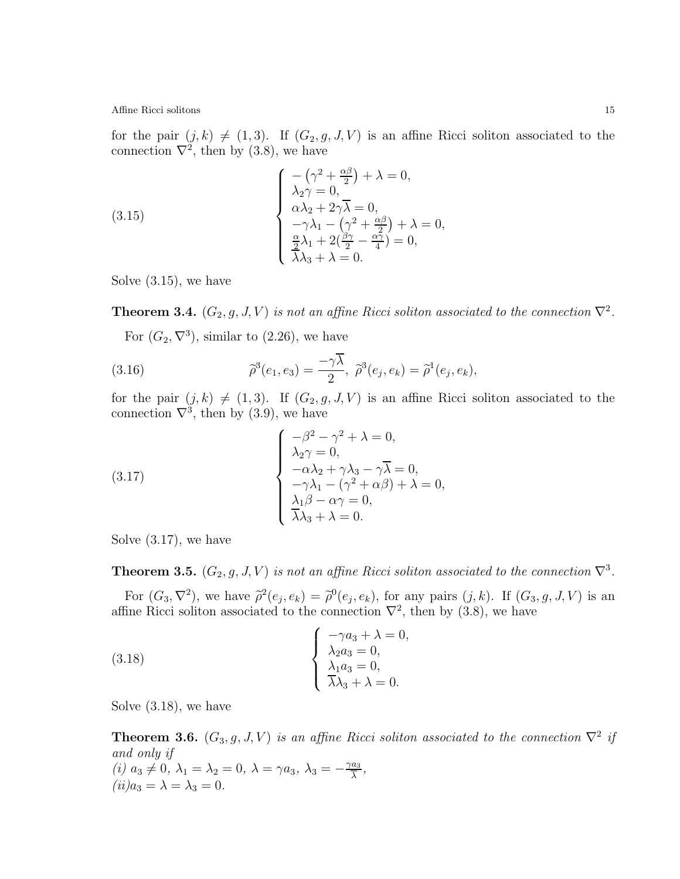for the pair $(j,k) \neq (1,3)$. If $(G_2, g, J, V)$ is an affine Ricci soliton associated to the connection $\nabla^2$, then by (3.8), we have

$$
\left\{
\begin{array}{l}
-\left(\gamma^2 + \frac{\alpha\beta}{2}\right) + \lambda = 0, \\
\lambda_2 \gamma = 0, \\
\alpha\lambda_2 + 2\gamma\overline{\lambda} = 0, \\
-\gamma\lambda_1 - \left(\gamma^2 + \frac{\alpha\beta}{2}\right) + \lambda = 0, \\
\frac{\alpha}{2}\lambda_1 + 2\left(\frac{\beta\gamma}{2} - \frac{\alpha\gamma}{4}\right) = 0, \\
\overline{\lambda}\lambda_3 + \lambda = 0.
\end{array}
\right.
\tag{3.15}
$$

Solve (3.15), we have

**Theorem 3.4.** *$(G_2, g, J, V)$ is not an affine Ricci soliton associated to the connection $\nabla^2$.*

For $(G_2, \nabla^3)$, similar to (2.26), we have

$$
\widetilde{\rho}^3(e_1, e_3) = \frac{-\gamma\overline{\lambda}}{2},\ \widetilde{\rho}^3(e_j, e_k) = \widetilde{\rho}^1(e_j, e_k),
\tag{3.16}
$$

for the pair $(j,k) \neq (1,3)$. If $(G_2, g, J, V)$ is an affine Ricci soliton associated to the connection $\nabla^3$, then by (3.9), we have

$$
\left\{
\begin{array}{l}
-\beta^2 - \gamma^2 + \lambda = 0, \\
\lambda_2 \gamma = 0, \\
-\alpha\lambda_2 + \gamma\lambda_3 - \gamma\overline{\lambda} = 0, \\
-\gamma\lambda_1 - (\gamma^2 + \alpha\beta) + \lambda = 0, \\
\lambda_1\beta - \alpha\gamma = 0, \\
\overline{\lambda}\lambda_3 + \lambda = 0.
\end{array}
\right.
\tag{3.17}
$$

Solve (3.17), we have

**Theorem 3.5.** *$(G_2, g, J, V)$ is not an affine Ricci soliton associated to the connection $\nabla^3$.*

For $(G_3, \nabla^2)$, we have $\widetilde{\rho}^2(e_j, e_k) = \widetilde{\rho}^0(e_j, e_k)$, for any pairs $(j,k)$. If $(G_3, g, J, V)$ is an affine Ricci soliton associated to the connection $\nabla^2$, then by (3.8), we have

$$
\left\{
\begin{array}{l}
-\gamma a_3 + \lambda = 0, \\
\lambda_2 a_3 = 0, \\
\lambda_1 a_3 = 0, \\
\overline{\lambda}\lambda_3 + \lambda = 0.
\end{array}
\right.
\tag{3.18}
$$

Solve (3.18), we have

**Theorem 3.6.** *$(G_3, g, J, V)$ is an affine Ricci soliton associated to the connection $\nabla^2$ if and only if*
*(i) $a_3 \neq 0,\ \lambda_1 = \lambda_2 = 0,\ \lambda = \gamma a_3,\ \lambda_3 = -\frac{\gamma a_3}{\overline{\lambda}}$,*
*(ii) $a_3 = \lambda = \lambda_3 = 0$.*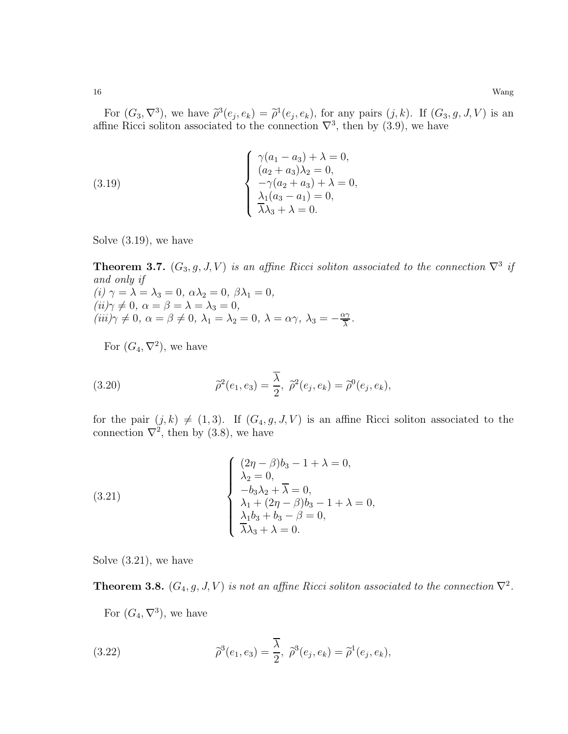For $(G_3, \nabla^3)$, we have $\widetilde{\rho}^3(e_j, e_k) = \widetilde{\rho}^1(e_j, e_k)$, for any pairs $(j, k)$. If $(G_3, g, J, V)$ is an affine Ricci soliton associated to the connection $\nabla^3$, then by (3.9), we have

$$
\left\{
\begin{array}{l}
\gamma(a_1 - a_3) + \lambda = 0, \\
(a_2 + a_3)\lambda_2 = 0, \\
-\gamma(a_2 + a_3) + \lambda = 0, \\
\lambda_1(a_3 - a_1) = 0, \\
\overline{\lambda}\lambda_3 + \lambda = 0.
\end{array}
\right. \tag{3.19}
$$

Solve (3.19), we have

**Theorem 3.7.** *$(G_3, g, J, V)$ is an affine Ricci soliton associated to the connection $\nabla^3$ if and only if*
*(i) $\gamma = \lambda = \lambda_3 = 0$, $\alpha\lambda_2 = 0$, $\beta\lambda_1 = 0$,*
*(ii) $\gamma \neq 0$, $\alpha = \beta = \lambda = \lambda_3 = 0$,*
*(iii) $\gamma \neq 0$, $\alpha = \beta \neq 0$, $\lambda_1 = \lambda_2 = 0$, $\lambda = \alpha\gamma$, $\lambda_3 = -\frac{\alpha\gamma}{\overline{\lambda}}$.*

For $(G_4, \nabla^2)$, we have

$$
\widetilde{\rho}^2(e_1, e_3) = \frac{\overline{\lambda}}{2}, \ \widetilde{\rho}^2(e_j, e_k) = \widetilde{\rho}^0(e_j, e_k), \tag{3.20}
$$

for the pair $(j, k) \neq (1, 3)$. If $(G_4, g, J, V)$ is an affine Ricci soliton associated to the connection $\nabla^2$, then by (3.8), we have

$$
\left\{
\begin{array}{l}
(2\eta - \beta)b_3 - 1 + \lambda = 0, \\
\lambda_2 = 0, \\
-b_3\lambda_2 + \overline{\lambda} = 0, \\
\lambda_1 + (2\eta - \beta)b_3 - 1 + \lambda = 0, \\
\lambda_1 b_3 + b_3 - \beta = 0, \\
\overline{\lambda}\lambda_3 + \lambda = 0.
\end{array}
\right. \tag{3.21}
$$

Solve (3.21), we have

**Theorem 3.8.** *$(G_4, g, J, V)$ is not an affine Ricci soliton associated to the connection $\nabla^2$.*

For $(G_4, \nabla^3)$, we have

$$
\widetilde{\rho}^3(e_1, e_3) = \frac{\overline{\lambda}}{2}, \ \widetilde{\rho}^3(e_j, e_k) = \widetilde{\rho}^1(e_j, e_k), \tag{3.22}
$$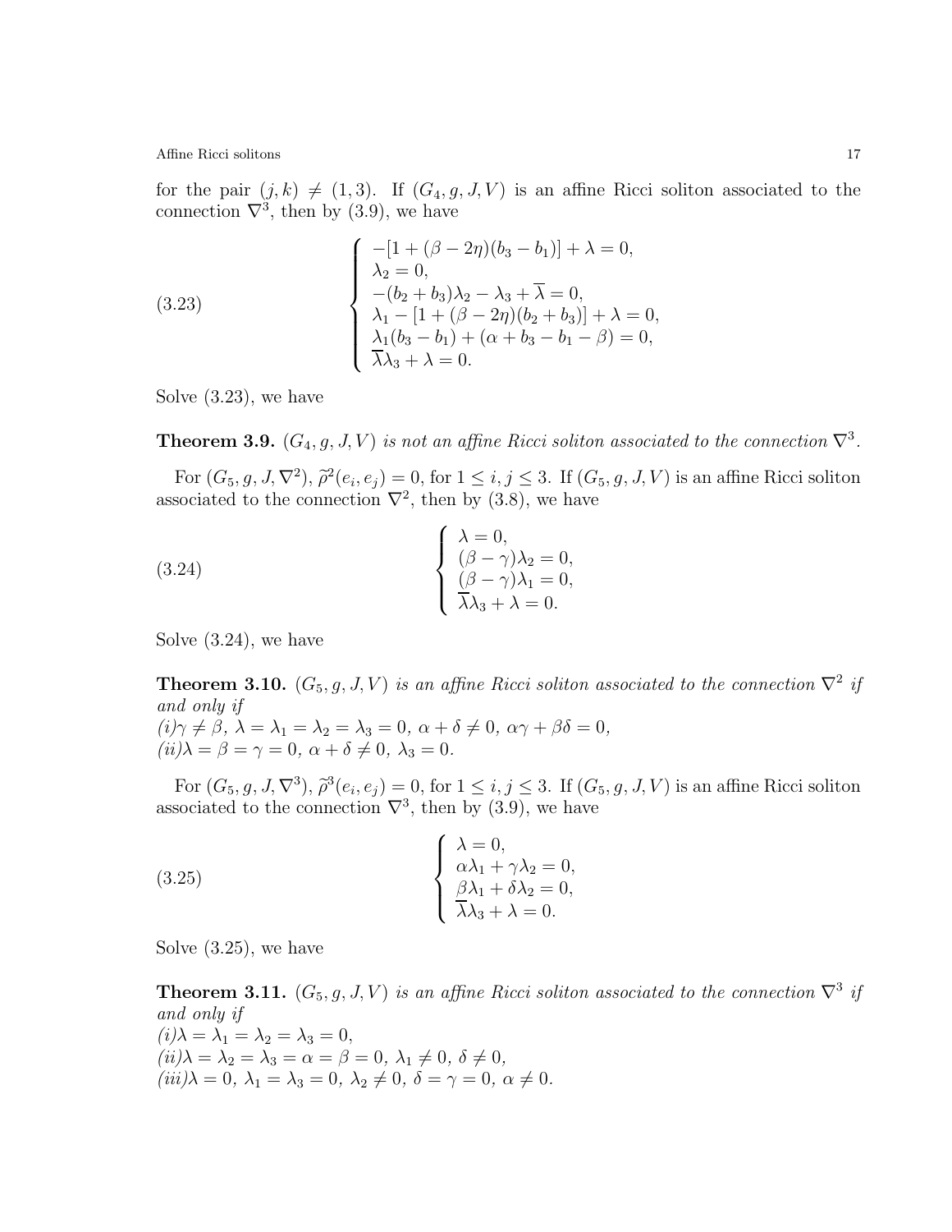for the pair $(j,k) \neq (1,3)$. If $(G_4, g, J, V)$ is an affine Ricci soliton associated to the connection $\nabla^3$, then by (3.9), we have

$$
\left\{
\begin{array}{l}
-[1 + (\beta - 2\eta)(b_3 - b_1)] + \lambda = 0, \\
\lambda_2 = 0, \\
-(b_2 + b_3)\lambda_2 - \lambda_3 + \overline{\lambda} = 0, \\
\lambda_1 - [1 + (\beta - 2\eta)(b_2 + b_3)] + \lambda = 0, \\
\lambda_1(b_3 - b_1) + (\alpha + b_3 - b_1 - \beta) = 0, \\
\overline{\lambda}\lambda_3 + \lambda = 0.
\end{array}
\right. \tag{3.23}
$$

Solve (3.23), we have

**Theorem 3.9.** *$(G_4, g, J, V)$ is not an affine Ricci soliton associated to the connection $\nabla^3$.*

For $(G_5, g, J, \nabla^2)$, $\widetilde{\rho}^2(e_i, e_j) = 0$, for $1 \leq i, j \leq 3$. If $(G_5, g, J, V)$ is an affine Ricci soliton associated to the connection $\nabla^2$, then by (3.8), we have

$$
\left\{
\begin{array}{l}
\lambda = 0, \\
(\beta - \gamma)\lambda_2 = 0, \\
(\beta - \gamma)\lambda_1 = 0, \\
\overline{\lambda}\lambda_3 + \lambda = 0.
\end{array}
\right. \tag{3.24}
$$

Solve (3.24), we have

**Theorem 3.10.** *$(G_5, g, J, V)$ is an affine Ricci soliton associated to the connection $\nabla^2$ if and only if*
*(i)$\gamma \neq \beta$, $\lambda = \lambda_1 = \lambda_2 = \lambda_3 = 0$, $\alpha + \delta \neq 0$, $\alpha\gamma + \beta\delta = 0$,*
*(ii)$\lambda = \beta = \gamma = 0$, $\alpha + \delta \neq 0$, $\lambda_3 = 0$.*

For $(G_5, g, J, \nabla^3)$, $\widetilde{\rho}^3(e_i, e_j) = 0$, for $1 \leq i, j \leq 3$. If $(G_5, g, J, V)$ is an affine Ricci soliton associated to the connection $\nabla^3$, then by (3.9), we have

$$
\left\{
\begin{array}{l}
\lambda = 0, \\
\alpha\lambda_1 + \gamma\lambda_2 = 0, \\
\beta\lambda_1 + \delta\lambda_2 = 0, \\
\overline{\lambda}\lambda_3 + \lambda = 0.
\end{array}
\right. \tag{3.25}
$$

Solve (3.25), we have

**Theorem 3.11.** *$(G_5, g, J, V)$ is an affine Ricci soliton associated to the connection $\nabla^3$ if and only if*
*(i)$\lambda = \lambda_1 = \lambda_2 = \lambda_3 = 0$,*
*(ii)$\lambda = \lambda_2 = \lambda_3 = \alpha = \beta = 0$, $\lambda_1 \neq 0$, $\delta \neq 0$,*
*(iii)$\lambda = 0$, $\lambda_1 = \lambda_3 = 0$, $\lambda_2 \neq 0$, $\delta = \gamma = 0$, $\alpha \neq 0$.*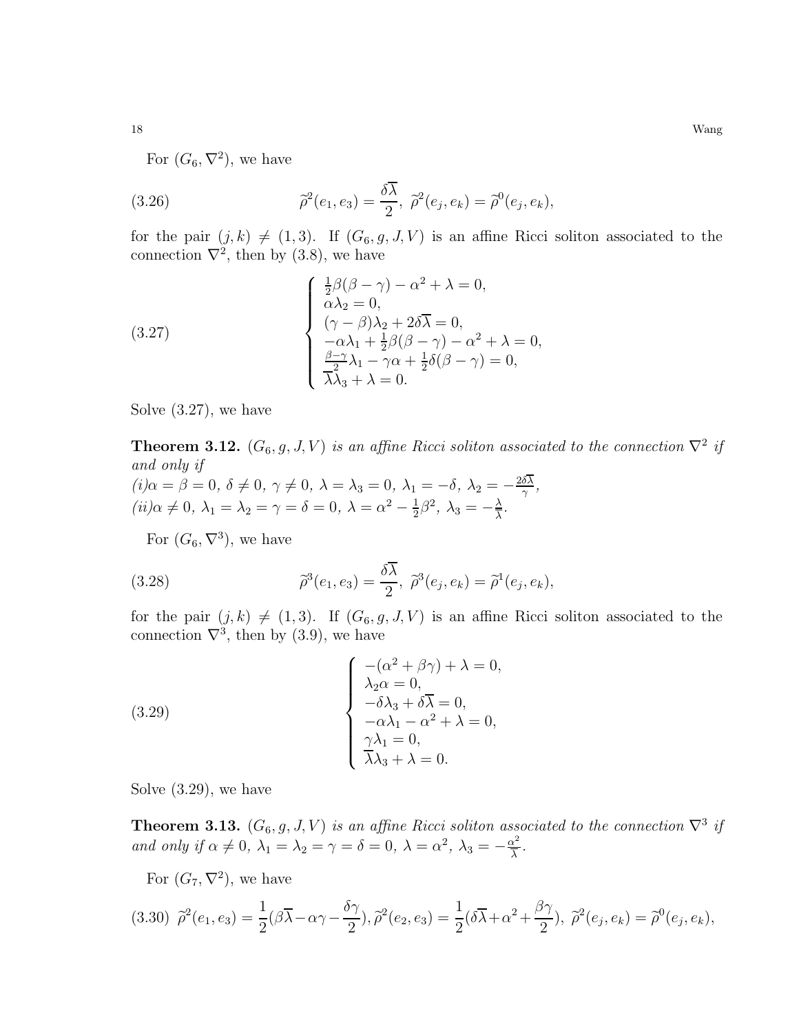For $(G_6, \nabla^2)$, we have

$$\widetilde{\rho}^2(e_1, e_3) = \frac{\delta\overline{\lambda}}{2},\ \widetilde{\rho}^2(e_j, e_k) = \widetilde{\rho}^0(e_j, e_k), \tag{3.26}$$

for the pair $(j, k) \neq (1, 3)$. If $(G_6, g, J, V)$ is an affine Ricci soliton associated to the connection $\nabla^2$, then by (3.8), we have

$$\begin{cases} \frac{1}{2}\beta(\beta-\gamma) - \alpha^2 + \lambda = 0, \\ \alpha\lambda_2 = 0, \\ (\gamma - \beta)\lambda_2 + 2\delta\overline{\lambda} = 0, \\ -\alpha\lambda_1 + \frac{1}{2}\beta(\beta-\gamma) - \alpha^2 + \lambda = 0, \\ \frac{\beta-\gamma}{2}\lambda_1 - \gamma\alpha + \frac{1}{2}\delta(\beta-\gamma) = 0, \\ \overline{\lambda}\lambda_3 + \lambda = 0. \end{cases} \tag{3.27}$$

Solve (3.27), we have

**Theorem 3.12.** *$(G_6, g, J, V)$ is an affine Ricci soliton associated to the connection $\nabla^2$ if and only if*
*(i)$\alpha = \beta = 0$, $\delta \neq 0$, $\gamma \neq 0$, $\lambda = \lambda_3 = 0$, $\lambda_1 = -\delta$, $\lambda_2 = -\frac{2\delta\overline{\lambda}}{\gamma}$,*
*(ii)$\alpha \neq 0$, $\lambda_1 = \lambda_2 = \gamma = \delta = 0$, $\lambda = \alpha^2 - \frac{1}{2}\beta^2$, $\lambda_3 = -\frac{\lambda}{\overline{\lambda}}$.*

For $(G_6, \nabla^3)$, we have

$$\widetilde{\rho}^3(e_1, e_3) = \frac{\delta\overline{\lambda}}{2},\ \widetilde{\rho}^3(e_j, e_k) = \widetilde{\rho}^1(e_j, e_k), \tag{3.28}$$

for the pair $(j, k) \neq (1, 3)$. If $(G_6, g, J, V)$ is an affine Ricci soliton associated to the connection $\nabla^3$, then by (3.9), we have

$$\begin{cases} -(\alpha^2 + \beta\gamma) + \lambda = 0, \\ \lambda_2\alpha = 0, \\ -\delta\lambda_3 + \delta\overline{\lambda} = 0, \\ -\alpha\lambda_1 - \alpha^2 + \lambda = 0, \\ \gamma\lambda_1 = 0, \\ \overline{\lambda}\lambda_3 + \lambda = 0. \end{cases} \tag{3.29}$$

Solve (3.29), we have

**Theorem 3.13.** *$(G_6, g, J, V)$ is an affine Ricci soliton associated to the connection $\nabla^3$ if and only if $\alpha \neq 0$, $\lambda_1 = \lambda_2 = \gamma = \delta = 0$, $\lambda = \alpha^2$, $\lambda_3 = -\frac{\alpha^2}{\overline{\lambda}}$.*

For $(G_7, \nabla^2)$, we have

$$\widetilde{\rho}^2(e_1, e_3) = \frac{1}{2}(\beta\overline{\lambda} - \alpha\gamma - \frac{\delta\gamma}{2}), \widetilde{\rho}^2(e_2, e_3) = \frac{1}{2}(\delta\overline{\lambda} + \alpha^2 + \frac{\beta\gamma}{2}),\ \widetilde{\rho}^2(e_j, e_k) = \widetilde{\rho}^0(e_j, e_k), \tag{3.30}$$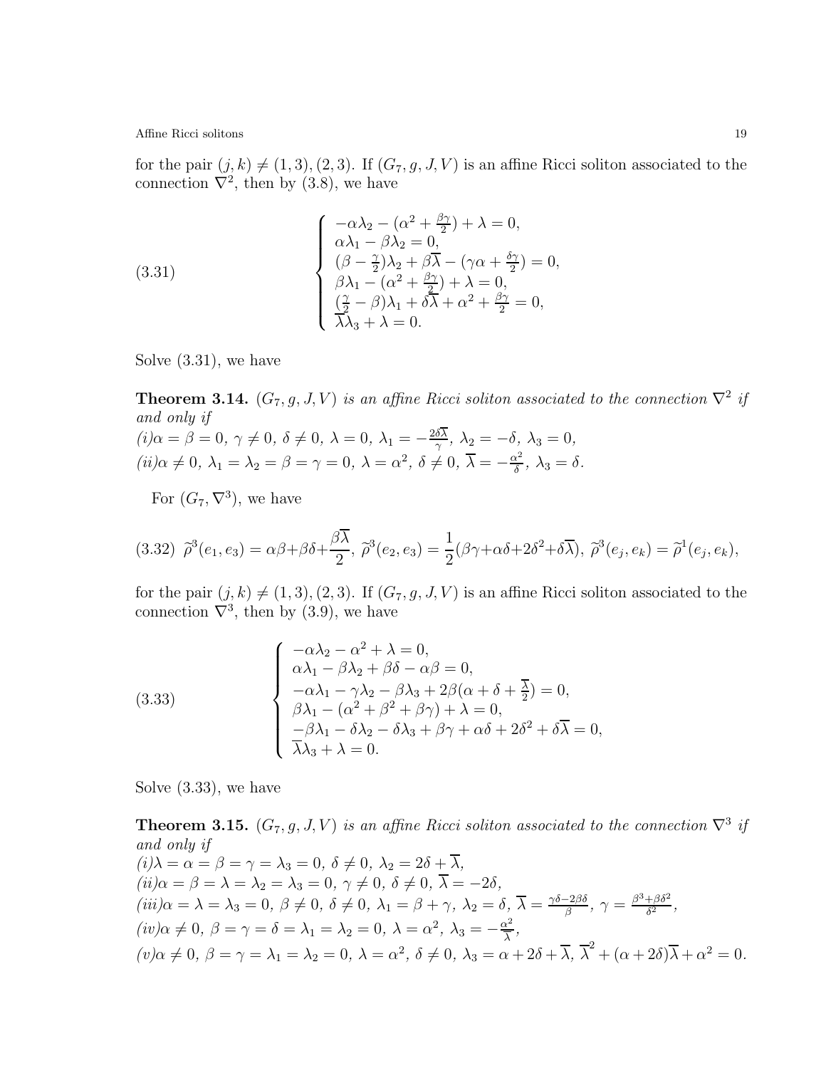for the pair $(j,k) \neq (1,3),(2,3)$. If $(G_7, g, J, V)$ is an affine Ricci soliton associated to the connection $\nabla^2$, then by (3.8), we have

$$
\left\{
\begin{array}{l}
-\alpha\lambda_2 - (\alpha^2 + \frac{\beta\gamma}{2}) + \lambda = 0, \\
\alpha\lambda_1 - \beta\lambda_2 = 0, \\
(\beta - \frac{\gamma}{2})\lambda_2 + \beta\overline{\lambda} - (\gamma\alpha + \frac{\delta\gamma}{2}) = 0, \\
\beta\lambda_1 - (\alpha^2 + \frac{\beta\gamma}{2}) + \lambda = 0, \\
(\frac{\gamma}{2} - \beta)\lambda_1 + \delta\overline{\lambda} + \alpha^2 + \frac{\beta\gamma}{2} = 0, \\
\overline{\lambda}\lambda_3 + \lambda = 0.
\end{array}
\right. \tag{3.31}
$$

Solve (3.31), we have

**Theorem 3.14.** *$(G_7, g, J, V)$ is an affine Ricci soliton associated to the connection $\nabla^2$ if and only if*
*(i)* $\alpha = \beta = 0$, $\gamma \neq 0$, $\delta \neq 0$, $\lambda = 0$, $\lambda_1 = -\frac{2\delta\overline{\lambda}}{\gamma}$, $\lambda_2 = -\delta$, $\lambda_3 = 0$,
*(ii)* $\alpha \neq 0$, $\lambda_1 = \lambda_2 = \beta = \gamma = 0$, $\lambda = \alpha^2$, $\delta \neq 0$, $\overline{\lambda} = -\frac{\alpha^2}{\delta}$, $\lambda_3 = \delta$.

For $(G_7, \nabla^3)$, we have

$$
\widetilde{\rho}^3(e_1,e_3) = \alpha\beta + \beta\delta + \frac{\beta\overline{\lambda}}{2},\ \widetilde{\rho}^3(e_2,e_3) = \frac{1}{2}(\beta\gamma + \alpha\delta + 2\delta^2 + \delta\overline{\lambda}),\ \widetilde{\rho}^3(e_j,e_k) = \widetilde{\rho}^1(e_j,e_k), \tag{3.32}
$$

for the pair $(j,k) \neq (1,3),(2,3)$. If $(G_7, g, J, V)$ is an affine Ricci soliton associated to the connection $\nabla^3$, then by (3.9), we have

$$
\left\{
\begin{array}{l}
-\alpha\lambda_2 - \alpha^2 + \lambda = 0, \\
\alpha\lambda_1 - \beta\lambda_2 + \beta\delta - \alpha\beta = 0, \\
-\alpha\lambda_1 - \gamma\lambda_2 - \beta\lambda_3 + 2\beta(\alpha + \delta + \frac{\overline{\lambda}}{2}) = 0, \\
\beta\lambda_1 - (\alpha^2 + \beta^2 + \beta\gamma) + \lambda = 0, \\
-\beta\lambda_1 - \delta\lambda_2 - \delta\lambda_3 + \beta\gamma + \alpha\delta + 2\delta^2 + \delta\overline{\lambda} = 0, \\
\overline{\lambda}\lambda_3 + \lambda = 0.
\end{array}
\right. \tag{3.33}
$$

Solve (3.33), we have

**Theorem 3.15.** *$(G_7, g, J, V)$ is an affine Ricci soliton associated to the connection $\nabla^3$ if and only if*
*(i)* $\lambda = \alpha = \beta = \gamma = \lambda_3 = 0$, $\delta \neq 0$, $\lambda_2 = 2\delta + \overline{\lambda}$,
*(ii)* $\alpha = \beta = \lambda = \lambda_2 = \lambda_3 = 0$, $\gamma \neq 0$, $\delta \neq 0$, $\overline{\lambda} = -2\delta$,
*(iii)* $\alpha = \lambda = \lambda_3 = 0$, $\beta \neq 0$, $\delta \neq 0$, $\lambda_1 = \beta + \gamma$, $\lambda_2 = \delta$, $\overline{\lambda} = \frac{\gamma\delta - 2\beta\delta}{\beta}$, $\gamma = \frac{\beta^3 + \beta\delta^2}{\delta^2}$,
*(iv)* $\alpha \neq 0$, $\beta = \gamma = \delta = \lambda_1 = \lambda_2 = 0$, $\lambda = \alpha^2$, $\lambda_3 = -\frac{\alpha^2}{\overline{\lambda}}$,
*(v)* $\alpha \neq 0$, $\beta = \gamma = \lambda_1 = \lambda_2 = 0$, $\lambda = \alpha^2$, $\delta \neq 0$, $\lambda_3 = \alpha + 2\delta + \overline{\lambda}$, $\overline{\lambda}^2 + (\alpha + 2\delta)\overline{\lambda} + \alpha^2 = 0$.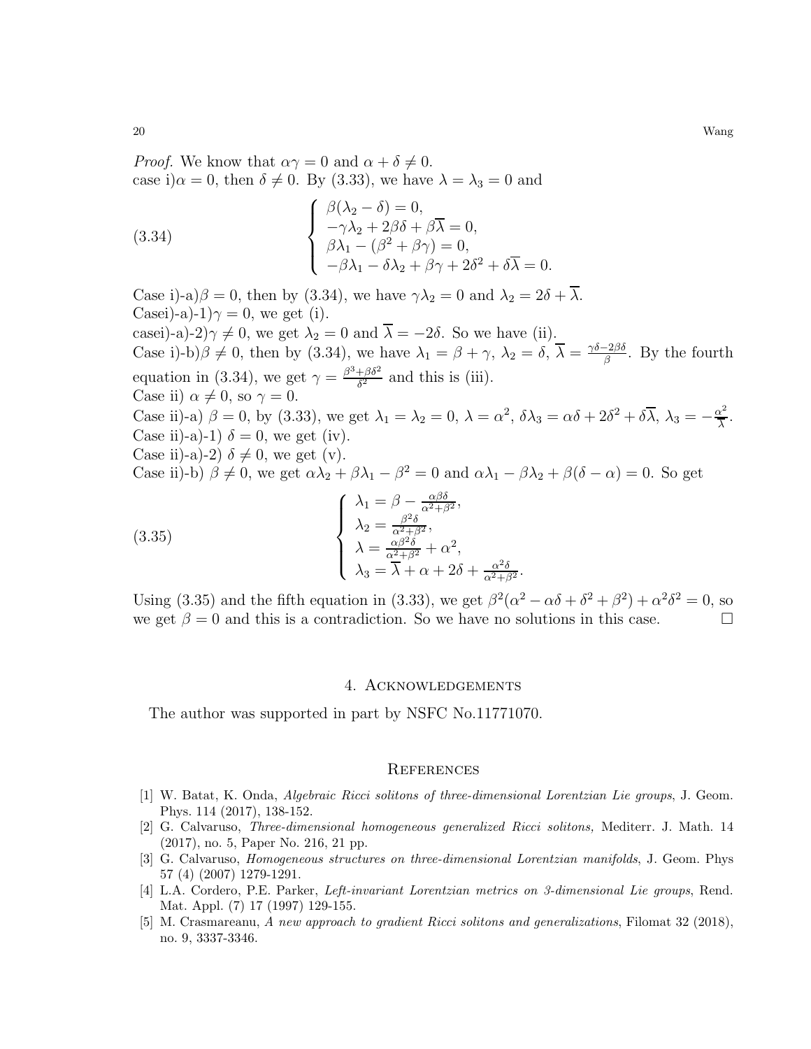*Proof.* We know that $\alpha\gamma = 0$ and $\alpha + \delta \neq 0$.
case i)$\alpha = 0$, then $\delta \neq 0$. By (3.33), we have $\lambda = \lambda_3 = 0$ and

$$
\left\{
\begin{array}{l}
\beta(\lambda_2 - \delta) = 0, \\
-\gamma\lambda_2 + 2\beta\delta + \beta\overline{\lambda} = 0, \\
\beta\lambda_1 - (\beta^2 + \beta\gamma) = 0, \\
-\beta\lambda_1 - \delta\lambda_2 + \beta\gamma + 2\delta^2 + \delta\overline{\lambda} = 0.
\end{array}
\right.
\tag{3.34}
$$

Case i)-a)$\beta = 0$, then by (3.34), we have $\gamma\lambda_2 = 0$ and $\lambda_2 = 2\delta + \overline{\lambda}$.
Casei)-a)-1)$\gamma = 0$, we get (i).
casei)-a)-2)$\gamma \neq 0$, we get $\lambda_2 = 0$ and $\overline{\lambda} = -2\delta$. So we have (ii).
Case i)-b)$\beta \neq 0$, then by (3.34), we have $\lambda_1 = \beta + \gamma$, $\lambda_2 = \delta$, $\overline{\lambda} = \frac{\gamma\delta - 2\beta\delta}{\beta}$. By the fourth equation in (3.34), we get $\gamma = \frac{\beta^3 + \beta\delta^2}{\delta^2}$ and this is (iii).
Case ii) $\alpha \neq 0$, so $\gamma = 0$.
Case ii)-a) $\beta = 0$, by (3.33), we get $\lambda_1 = \lambda_2 = 0$, $\lambda = \alpha^2$, $\delta\lambda_3 = \alpha\delta + 2\delta^2 + \delta\overline{\lambda}$, $\lambda_3 = -\frac{\alpha^2}{\overline{\lambda}}$.
Case ii)-a)-1) $\delta = 0$, we get (iv).
Case ii)-a)-2) $\delta \neq 0$, we get (v).
Case ii)-b) $\beta \neq 0$, we get $\alpha\lambda_2 + \beta\lambda_1 - \beta^2 = 0$ and $\alpha\lambda_1 - \beta\lambda_2 + \beta(\delta - \alpha) = 0$. So get

$$
\left\{
\begin{array}{l}
\lambda_1 = \beta - \frac{\alpha\beta\delta}{\alpha^2 + \beta^2}, \\
\lambda_2 = \frac{\beta^2\delta}{\alpha^2 + \beta^2}, \\
\lambda = \frac{\alpha\beta^2\delta}{\alpha^2 + \beta^2} + \alpha^2, \\
\lambda_3 = \overline{\lambda} + \alpha + 2\delta + \frac{\alpha^2\delta}{\alpha^2 + \beta^2}.
\end{array}
\right.
\tag{3.35}
$$

Using (3.35) and the fifth equation in (3.33), we get $\beta^2(\alpha^2 - \alpha\delta + \delta^2 + \beta^2) + \alpha^2\delta^2 = 0$, so we get $\beta = 0$ and this is a contradiction. So we have no solutions in this case. $\square$

## 4. Acknowledgements

The author was supported in part by NSFC No.11771070.

## References

[1] W. Batat, K. Onda, *Algebraic Ricci solitons of three-dimensional Lorentzian Lie groups*, J. Geom. Phys. 114 (2017), 138-152.

[2] G. Calvaruso, *Three-dimensional homogeneous generalized Ricci solitons,* Mediterr. J. Math. 14 (2017), no. 5, Paper No. 216, 21 pp.

[3] G. Calvaruso, *Homogeneous structures on three-dimensional Lorentzian manifolds*, J. Geom. Phys 57 (4) (2007) 1279-1291.

[4] L.A. Cordero, P.E. Parker, *Left-invariant Lorentzian metrics on 3-dimensional Lie groups*, Rend. Mat. Appl. (7) 17 (1997) 129-155.

[5] M. Crasmareanu, *A new approach to gradient Ricci solitons and generalizations*, Filomat 32 (2018), no. 9, 3337-3346.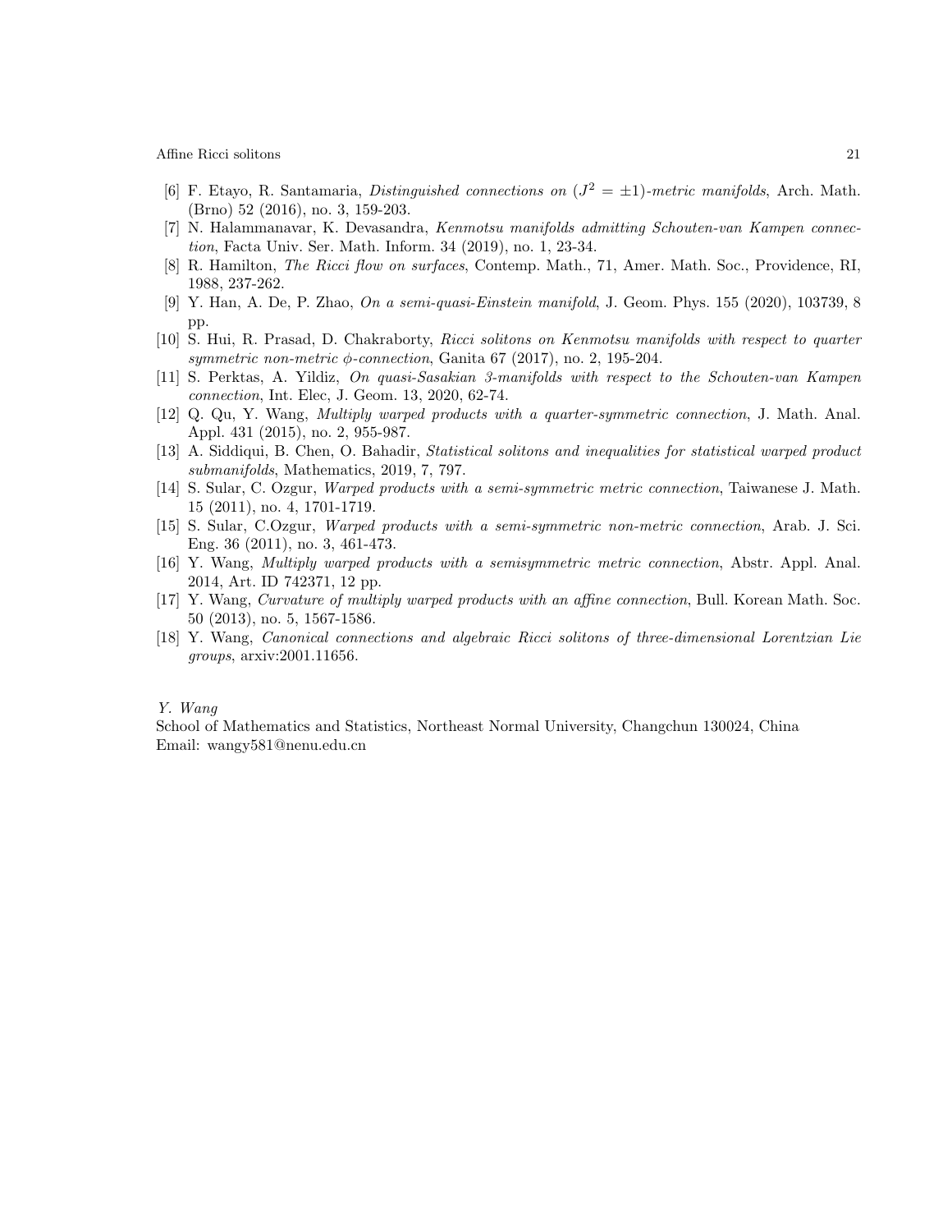[6] F. Etayo, R. Santamaria, *Distinguished connections on ($J^2 = \pm 1$)-metric manifolds*, Arch. Math. (Brno) 52 (2016), no. 3, 159-203.

[7] N. Halammanavar, K. Devasandra, *Kenmotsu manifolds admitting Schouten-van Kampen connection*, Facta Univ. Ser. Math. Inform. 34 (2019), no. 1, 23-34.

[8] R. Hamilton, *The Ricci flow on surfaces*, Contemp. Math., 71, Amer. Math. Soc., Providence, RI, 1988, 237-262.

[9] Y. Han, A. De, P. Zhao, *On a semi-quasi-Einstein manifold*, J. Geom. Phys. 155 (2020), 103739, 8 pp.

[10] S. Hui, R. Prasad, D. Chakraborty, *Ricci solitons on Kenmotsu manifolds with respect to quarter symmetric non-metric $\phi$-connection*, Ganita 67 (2017), no. 2, 195-204.

[11] S. Perktas, A. Yildiz, *On quasi-Sasakian 3-manifolds with respect to the Schouten-van Kampen connection*, Int. Elec, J. Geom. 13, 2020, 62-74.

[12] Q. Qu, Y. Wang, *Multiply warped products with a quarter-symmetric connection*, J. Math. Anal. Appl. 431 (2015), no. 2, 955-987.

[13] A. Siddiqui, B. Chen, O. Bahadir, *Statistical solitons and inequalities for statistical warped product submanifolds*, Mathematics, 2019, 7, 797.

[14] S. Sular, C. Ozgur, *Warped products with a semi-symmetric metric connection*, Taiwanese J. Math. 15 (2011), no. 4, 1701-1719.

[15] S. Sular, C.Ozgur, *Warped products with a semi-symmetric non-metric connection*, Arab. J. Sci. Eng. 36 (2011), no. 3, 461-473.

[16] Y. Wang, *Multiply warped products with a semisymmetric metric connection*, Abstr. Appl. Anal. 2014, Art. ID 742371, 12 pp.

[17] Y. Wang, *Curvature of multiply warped products with an affine connection*, Bull. Korean Math. Soc. 50 (2013), no. 5, 1567-1586.

[18] Y. Wang, *Canonical connections and algebraic Ricci solitons of three-dimensional Lorentzian Lie groups*, arxiv:2001.11656.

*Y. Wang*
School of Mathematics and Statistics, Northeast Normal University, Changchun 130024, China
Email: wangy581@nenu.edu.cn